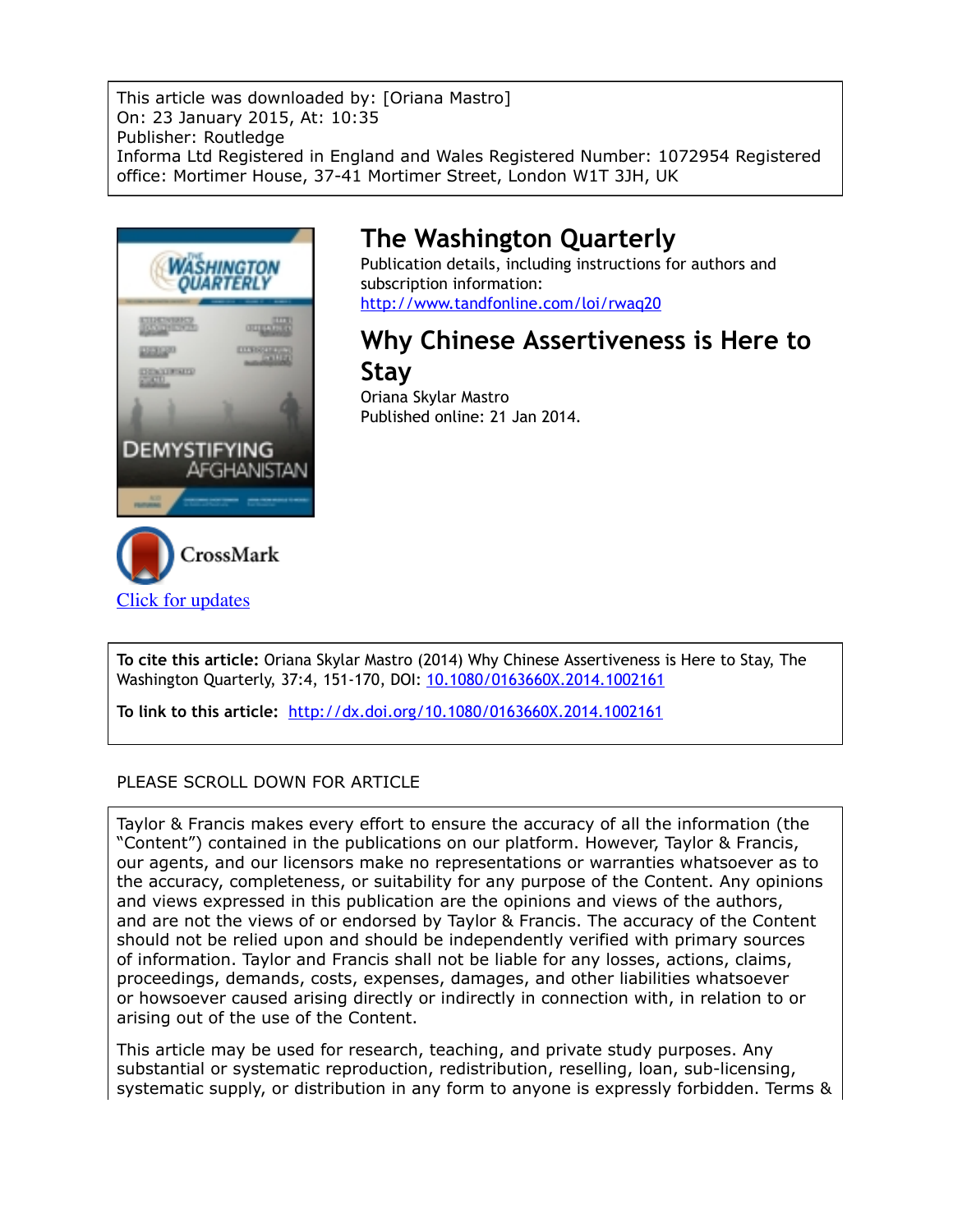This article was downloaded by: [Oriana Mastro]
On: 23 January 2015, At: 10:35
Publisher: Routledge
Informa Ltd Registered in England and Wales Registered Number: 1072954 Registered office: Mortimer House, 37-41 Mortimer Street, London W1T 3JH, UK

# The Washington Quarterly

Publication details, including instructions for authors and subscription information:
http://www.tandfonline.com/loi/rwaq20

## Why Chinese Assertiveness is Here to Stay

Oriana Skylar Mastro
Published online: 21 Jan 2014.

CrossMark

Click for updates

**To cite this article:** Oriana Skylar Mastro (2014) Why Chinese Assertiveness is Here to Stay, The Washington Quarterly, 37:4, 151-170, DOI: 10.1080/0163660X.2014.1002161

**To link to this article:** http://dx.doi.org/10.1080/0163660X.2014.1002161

PLEASE SCROLL DOWN FOR ARTICLE

Taylor & Francis makes every effort to ensure the accuracy of all the information (the "Content") contained in the publications on our platform. However, Taylor & Francis, our agents, and our licensors make no representations or warranties whatsoever as to the accuracy, completeness, or suitability for any purpose of the Content. Any opinions and views expressed in this publication are the opinions and views of the authors, and are not the views of or endorsed by Taylor & Francis. The accuracy of the Content should not be relied upon and should be independently verified with primary sources of information. Taylor and Francis shall not be liable for any losses, actions, claims, proceedings, demands, costs, expenses, damages, and other liabilities whatsoever or howsoever caused arising directly or indirectly in connection with, in relation to or arising out of the use of the Content.

This article may be used for research, teaching, and private study purposes. Any substantial or systematic reproduction, redistribution, reselling, loan, sub-licensing, systematic supply, or distribution in any form to anyone is expressly forbidden. Terms &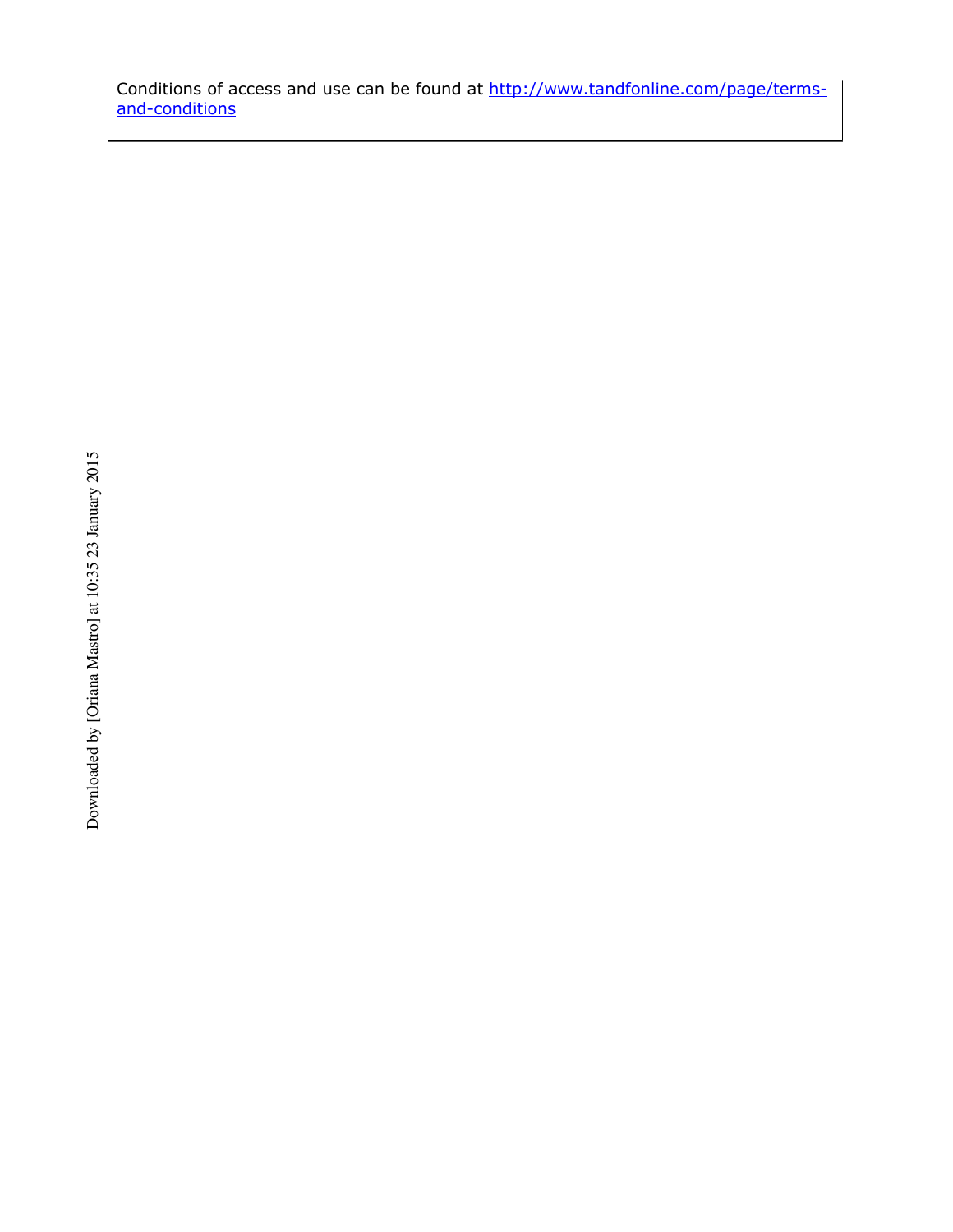Conditions of access and use can be found at [http://www.tandfonline.com/page/terms-and-conditions](http://www.tandfonline.com/page/terms-and-conditions)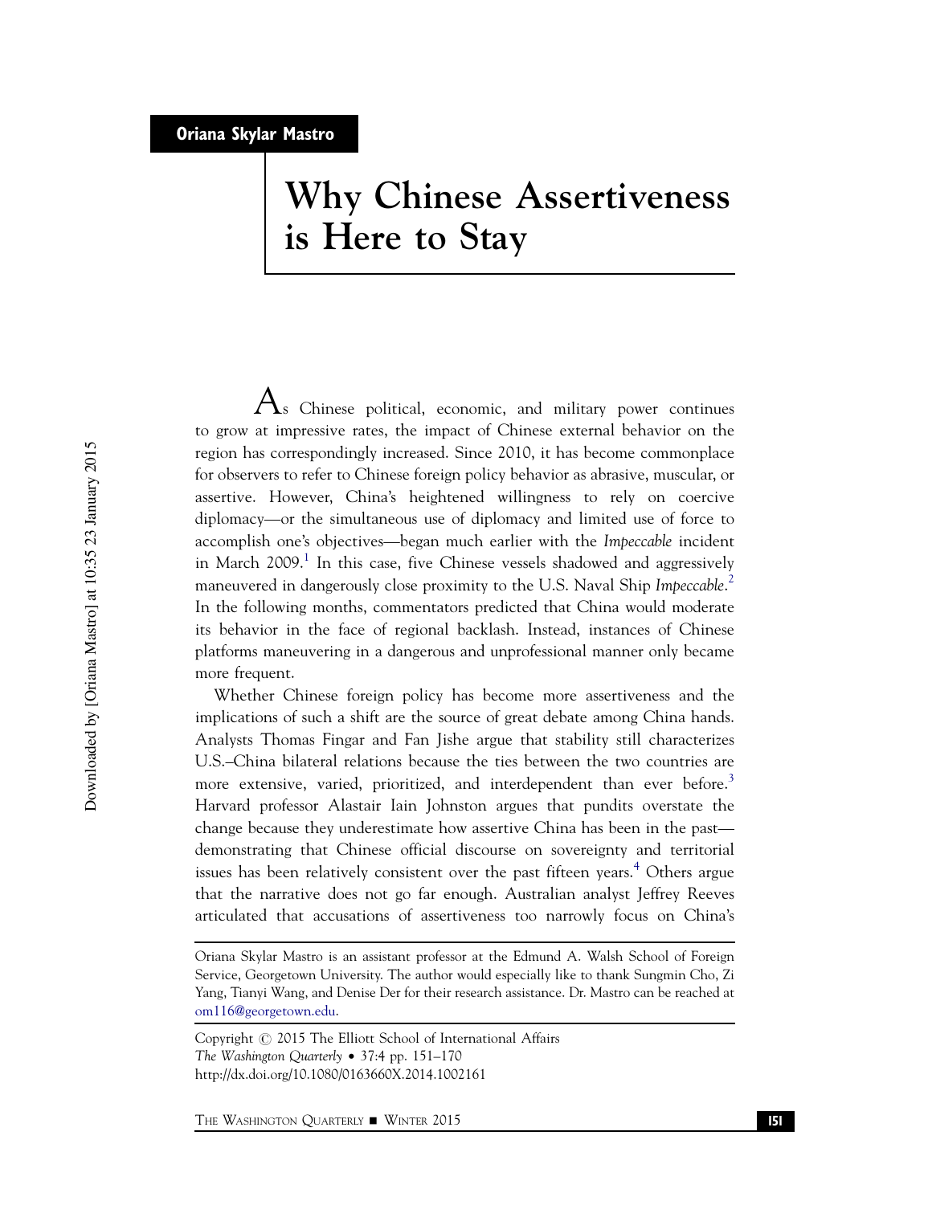**Oriana Skylar Mastro**

# Why Chinese Assertiveness is Here to Stay

As Chinese political, economic, and military power continues to grow at impressive rates, the impact of Chinese external behavior on the region has correspondingly increased. Since 2010, it has become commonplace for observers to refer to Chinese foreign policy behavior as abrasive, muscular, or assertive. However, China's heightened willingness to rely on coercive diplomacy—or the simultaneous use of diplomacy and limited use of force to accomplish one's objectives—began much earlier with the *Impeccable* incident in March 2009.[1] In this case, five Chinese vessels shadowed and aggressively maneuvered in dangerously close proximity to the U.S. Naval Ship *Impeccable*.[2] In the following months, commentators predicted that China would moderate its behavior in the face of regional backlash. Instead, instances of Chinese platforms maneuvering in a dangerous and unprofessional manner only became more frequent.

Whether Chinese foreign policy has become more assertiveness and the implications of such a shift are the source of great debate among China hands. Analysts Thomas Fingar and Fan Jishe argue that stability still characterizes U.S.–China bilateral relations because the ties between the two countries are more extensive, varied, prioritized, and interdependent than ever before.[3] Harvard professor Alastair Iain Johnston argues that pundits overstate the change because they underestimate how assertive China has been in the past—demonstrating that Chinese official discourse on sovereignty and territorial issues has been relatively consistent over the past fifteen years.[4] Others argue that the narrative does not go far enough. Australian analyst Jeffrey Reeves articulated that accusations of assertiveness too narrowly focus on China's

---

Oriana Skylar Mastro is an assistant professor at the Edmund A. Walsh School of Foreign Service, Georgetown University. The author would especially like to thank Sungmin Cho, Zi Yang, Tianyi Wang, and Denise Der for their research assistance. Dr. Mastro can be reached at om116@georgetown.edu.

Copyright © 2015 The Elliott School of International Affairs
*The Washington Quarterly* • 37:4 pp. 151–170
http://dx.doi.org/10.1080/0163660X.2014.1002161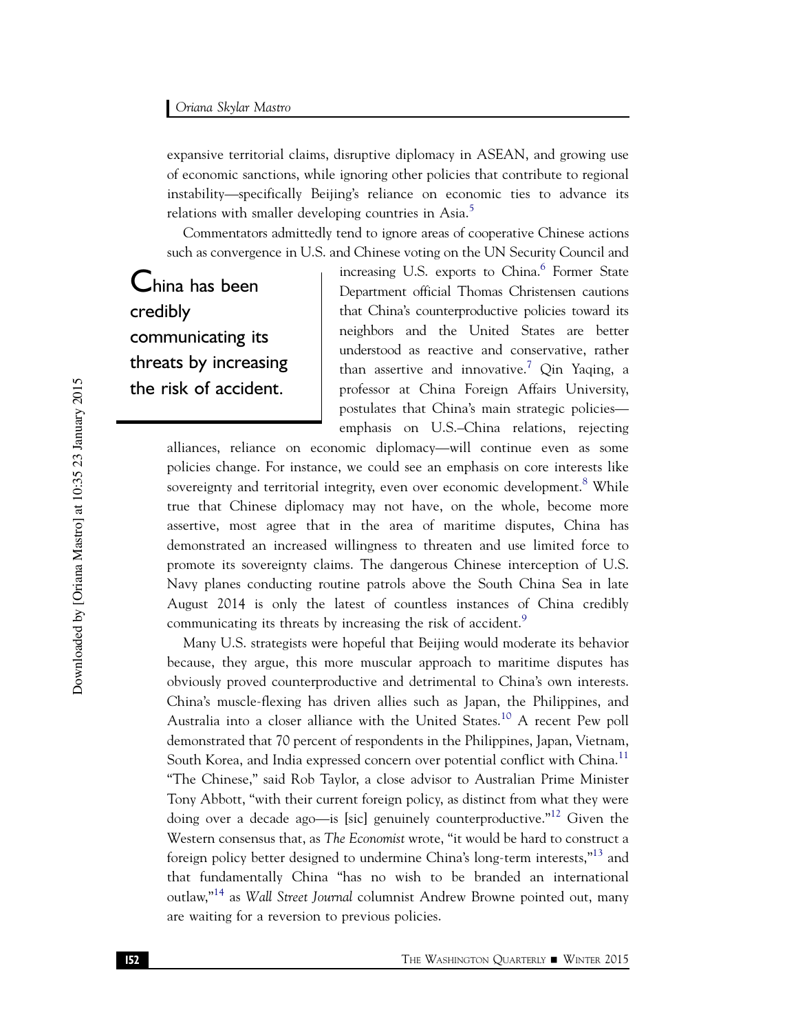expansive territorial claims, disruptive diplomacy in ASEAN, and growing use of economic sanctions, while ignoring other policies that contribute to regional instability—specifically Beijing's reliance on economic ties to advance its relations with smaller developing countries in Asia.[5]

Commentators admittedly tend to ignore areas of cooperative Chinese actions such as convergence in U.S. and Chinese voting on the UN Security Council and increasing U.S. exports to China.[6] Former State Department official Thomas Christensen cautions that China's counterproductive policies toward its neighbors and the United States are better understood as reactive and conservative, rather than assertive and innovative.[7] Qin Yaqing, a professor at China Foreign Affairs University, postulates that China's main strategic policies—emphasis on U.S.–China relations, rejecting alliances, reliance on economic diplomacy—will continue even as some policies change. For instance, we could see an emphasis on core interests like sovereignty and territorial integrity, even over economic development.[8] While true that Chinese diplomacy may not have, on the whole, become more assertive, most agree that in the area of maritime disputes, China has demonstrated an increased willingness to threaten and use limited force to promote its sovereignty claims. The dangerous Chinese interception of U.S. Navy planes conducting routine patrols above the South China Sea in late August 2014 is only the latest of countless instances of China credibly communicating its threats by increasing the risk of accident.[9]

> China has been credibly communicating its threats by increasing the risk of accident.

Many U.S. strategists were hopeful that Beijing would moderate its behavior because, they argue, this more muscular approach to maritime disputes has obviously proved counterproductive and detrimental to China's own interests. China's muscle-flexing has driven allies such as Japan, the Philippines, and Australia into a closer alliance with the United States.[10] A recent Pew poll demonstrated that 70 percent of respondents in the Philippines, Japan, Vietnam, South Korea, and India expressed concern over potential conflict with China.[11] "The Chinese," said Rob Taylor, a close advisor to Australian Prime Minister Tony Abbott, "with their current foreign policy, as distinct from what they were doing over a decade ago—is [sic] genuinely counterproductive."[12] Given the Western consensus that, as *The Economist* wrote, "it would be hard to construct a foreign policy better designed to undermine China's long-term interests,"[13] and that fundamentally China "has no wish to be branded an international outlaw,"[14] as *Wall Street Journal* columnist Andrew Browne pointed out, many are waiting for a reversion to previous policies.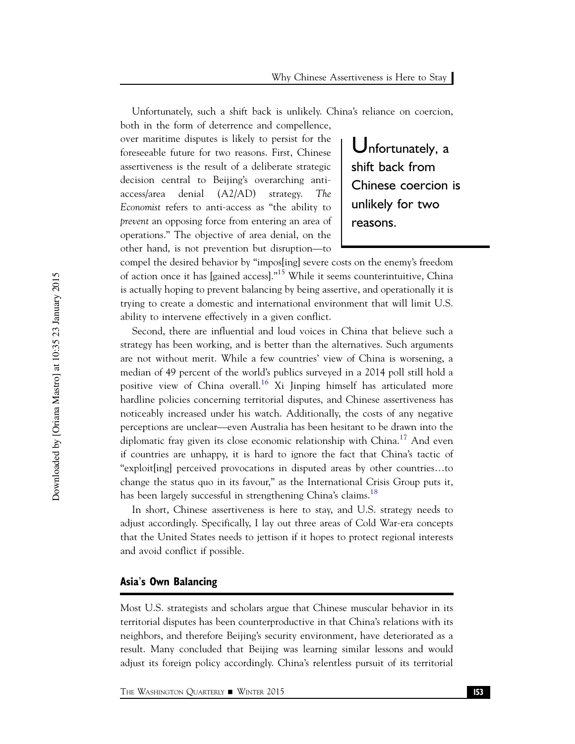Unfortunately, such a shift back is unlikely. China's reliance on coercion, both in the form of deterrence and compellence, over maritime disputes is likely to persist for the foreseeable future for two reasons. First, Chinese assertiveness is the result of a deliberate strategic decision central to Beijing's overarching anti-access/area denial (A2/AD) strategy. *The Economist* refers to anti-access as "the ability to *prevent* an opposing force from entering an area of operations." The objective of area denial, on the other hand, is not prevention but disruption—to compel the desired behavior by "impos[ing] severe costs on the enemy's freedom of action once it has [gained access]."[15] While it seems counterintuitive, China is actually hoping to prevent balancing by being assertive, and operationally it is trying to create a domestic and international environment that will limit U.S. ability to intervene effectively in a given conflict.

> Unfortunately, a shift back from Chinese coercion is unlikely for two reasons.

Second, there are influential and loud voices in China that believe such a strategy has been working, and is better than the alternatives. Such arguments are not without merit. While a few countries' view of China is worsening, a median of 49 percent of the world's publics surveyed in a 2014 poll still hold a positive view of China overall.[16] Xi Jinping himself has articulated more hardline policies concerning territorial disputes, and Chinese assertiveness has noticeably increased under his watch. Additionally, the costs of any negative perceptions are unclear—even Australia has been hesitant to be drawn into the diplomatic fray given its close economic relationship with China.[17] And even if countries are unhappy, it is hard to ignore the fact that China's tactic of "exploit[ing] perceived provocations in disputed areas by other countries…to change the status quo in its favour," as the International Crisis Group puts it, has been largely successful in strengthening China's claims.[18]

In short, Chinese assertiveness is here to stay, and U.S. strategy needs to adjust accordingly. Specifically, I lay out three areas of Cold War-era concepts that the United States needs to jettison if it hopes to protect regional interests and avoid conflict if possible.

## Asia's Own Balancing

Most U.S. strategists and scholars argue that Chinese muscular behavior in its territorial disputes has been counterproductive in that China's relations with its neighbors, and therefore Beijing's security environment, have deteriorated as a result. Many concluded that Beijing was learning similar lessons and would adjust its foreign policy accordingly. China's relentless pursuit of its territorial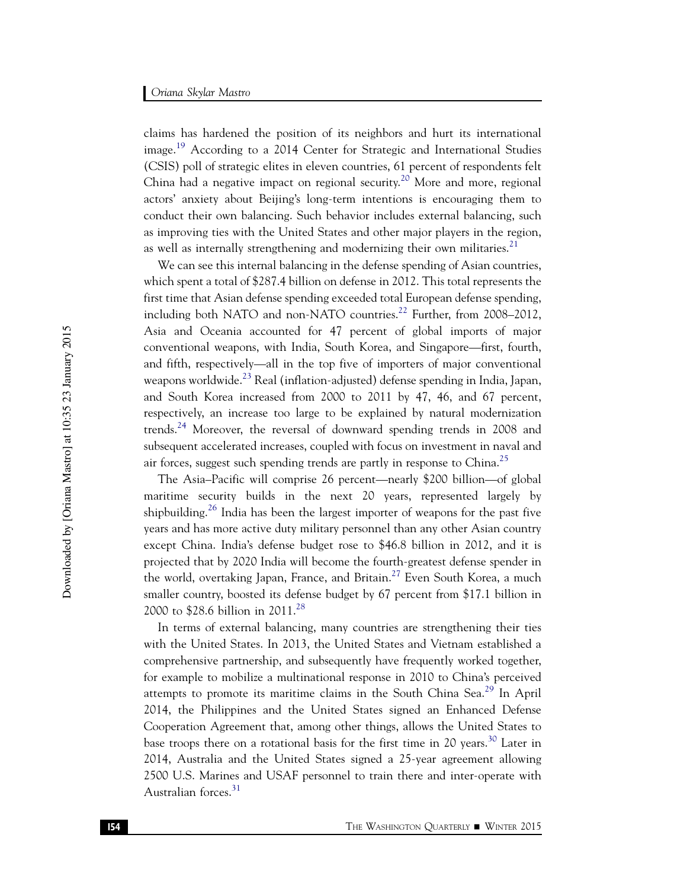claims has hardened the position of its neighbors and hurt its international image.[19] According to a 2014 Center for Strategic and International Studies (CSIS) poll of strategic elites in eleven countries, 61 percent of respondents felt China had a negative impact on regional security.[20] More and more, regional actors' anxiety about Beijing's long-term intentions is encouraging them to conduct their own balancing. Such behavior includes external balancing, such as improving ties with the United States and other major players in the region, as well as internally strengthening and modernizing their own militaries.[21]

We can see this internal balancing in the defense spending of Asian countries, which spent a total of $287.4 billion on defense in 2012. This total represents the first time that Asian defense spending exceeded total European defense spending, including both NATO and non-NATO countries.[22] Further, from 2008–2012, Asia and Oceania accounted for 47 percent of global imports of major conventional weapons, with India, South Korea, and Singapore—first, fourth, and fifth, respectively—all in the top five of importers of major conventional weapons worldwide.[23] Real (inflation-adjusted) defense spending in India, Japan, and South Korea increased from 2000 to 2011 by 47, 46, and 67 percent, respectively, an increase too large to be explained by natural modernization trends.[24] Moreover, the reversal of downward spending trends in 2008 and subsequent accelerated increases, coupled with focus on investment in naval and air forces, suggest such spending trends are partly in response to China.[25]

The Asia–Pacific will comprise 26 percent—nearly $200 billion—of global maritime security builds in the next 20 years, represented largely by shipbuilding.[26] India has been the largest importer of weapons for the past five years and has more active duty military personnel than any other Asian country except China. India's defense budget rose to $46.8 billion in 2012, and it is projected that by 2020 India will become the fourth-greatest defense spender in the world, overtaking Japan, France, and Britain.[27] Even South Korea, a much smaller country, boosted its defense budget by 67 percent from $17.1 billion in 2000 to $28.6 billion in 2011.[28]

In terms of external balancing, many countries are strengthening their ties with the United States. In 2013, the United States and Vietnam established a comprehensive partnership, and subsequently have frequently worked together, for example to mobilize a multinational response in 2010 to China's perceived attempts to promote its maritime claims in the South China Sea.[29] In April 2014, the Philippines and the United States signed an Enhanced Defense Cooperation Agreement that, among other things, allows the United States to base troops there on a rotational basis for the first time in 20 years.[30] Later in 2014, Australia and the United States signed a 25-year agreement allowing 2500 U.S. Marines and USAF personnel to train there and inter-operate with Australian forces.[31]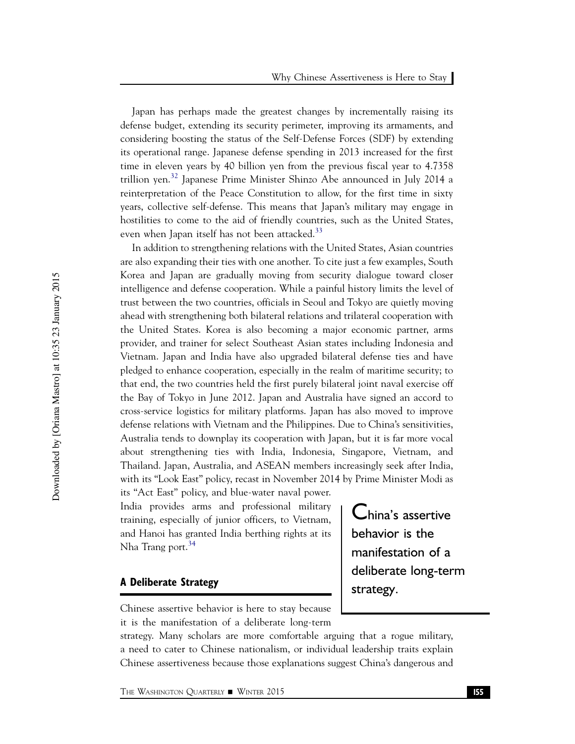Japan has perhaps made the greatest changes by incrementally raising its defense budget, extending its security perimeter, improving its armaments, and considering boosting the status of the Self-Defense Forces (SDF) by extending its operational range. Japanese defense spending in 2013 increased for the first time in eleven years by 40 billion yen from the previous fiscal year to 4.7358 trillion yen.[32] Japanese Prime Minister Shinzo Abe announced in July 2014 a reinterpretation of the Peace Constitution to allow, for the first time in sixty years, collective self-defense. This means that Japan's military may engage in hostilities to come to the aid of friendly countries, such as the United States, even when Japan itself has not been attacked.[33]

In addition to strengthening relations with the United States, Asian countries are also expanding their ties with one another. To cite just a few examples, South Korea and Japan are gradually moving from security dialogue toward closer intelligence and defense cooperation. While a painful history limits the level of trust between the two countries, officials in Seoul and Tokyo are quietly moving ahead with strengthening both bilateral relations and trilateral cooperation with the United States. Korea is also becoming a major economic partner, arms provider, and trainer for select Southeast Asian states including Indonesia and Vietnam. Japan and India have also upgraded bilateral defense ties and have pledged to enhance cooperation, especially in the realm of maritime security; to that end, the two countries held the first purely bilateral joint naval exercise off the Bay of Tokyo in June 2012. Japan and Australia have signed an accord to cross-service logistics for military platforms. Japan has also moved to improve defense relations with Vietnam and the Philippines. Due to China's sensitivities, Australia tends to downplay its cooperation with Japan, but it is far more vocal about strengthening ties with India, Indonesia, Singapore, Vietnam, and Thailand. Japan, Australia, and ASEAN members increasingly seek after India, with its "Look East" policy, recast in November 2014 by Prime Minister Modi as its "Act East" policy, and blue-water naval power. India provides arms and professional military training, especially of junior officers, to Vietnam, and Hanoi has granted India berthing rights at its Nha Trang port.[34]

> China's assertive behavior is the manifestation of a deliberate long-term strategy.

## A Deliberate Strategy

Chinese assertive behavior is here to stay because it is the manifestation of a deliberate long-term strategy. Many scholars are more comfortable arguing that a rogue military, a need to cater to Chinese nationalism, or individual leadership traits explain Chinese assertiveness because those explanations suggest China's dangerous and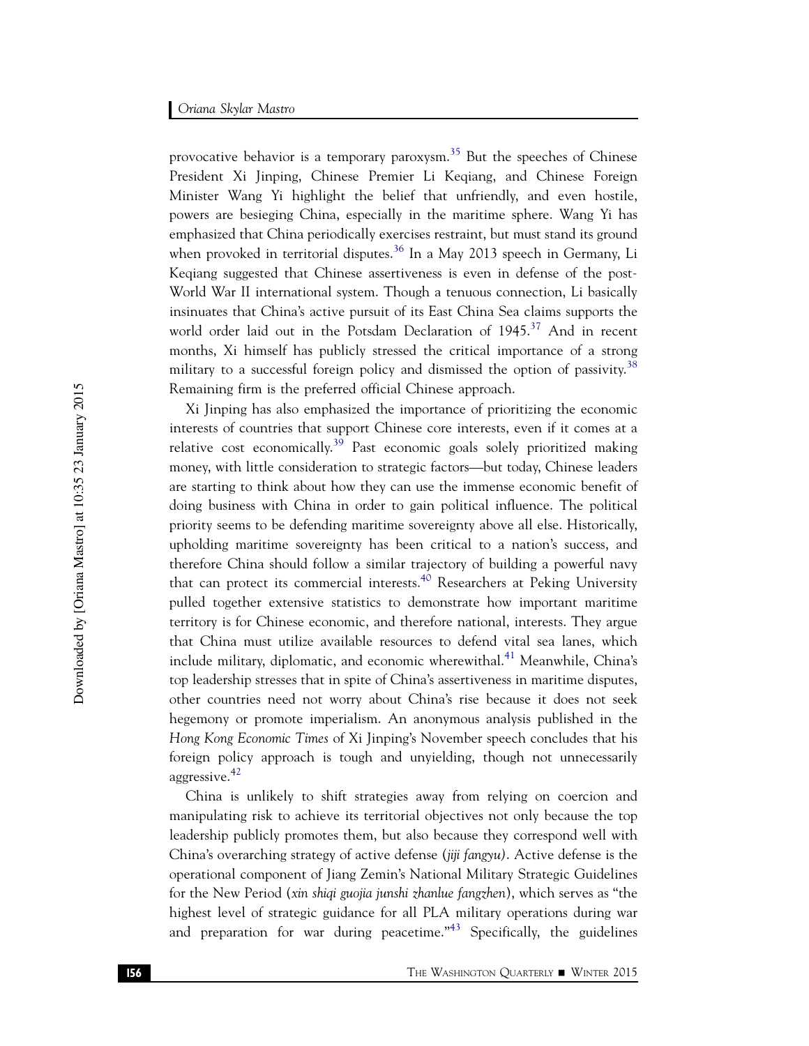provocative behavior is a temporary paroxysm.[35] But the speeches of Chinese President Xi Jinping, Chinese Premier Li Keqiang, and Chinese Foreign Minister Wang Yi highlight the belief that unfriendly, and even hostile, powers are besieging China, especially in the maritime sphere. Wang Yi has emphasized that China periodically exercises restraint, but must stand its ground when provoked in territorial disputes.[36] In a May 2013 speech in Germany, Li Keqiang suggested that Chinese assertiveness is even in defense of the post-World War II international system. Though a tenuous connection, Li basically insinuates that China's active pursuit of its East China Sea claims supports the world order laid out in the Potsdam Declaration of 1945.[37] And in recent months, Xi himself has publicly stressed the critical importance of a strong military to a successful foreign policy and dismissed the option of passivity.[38] Remaining firm is the preferred official Chinese approach.

Xi Jinping has also emphasized the importance of prioritizing the economic interests of countries that support Chinese core interests, even if it comes at a relative cost economically.[39] Past economic goals solely prioritized making money, with little consideration to strategic factors—but today, Chinese leaders are starting to think about how they can use the immense economic benefit of doing business with China in order to gain political influence. The political priority seems to be defending maritime sovereignty above all else. Historically, upholding maritime sovereignty has been critical to a nation's success, and therefore China should follow a similar trajectory of building a powerful navy that can protect its commercial interests.[40] Researchers at Peking University pulled together extensive statistics to demonstrate how important maritime territory is for Chinese economic, and therefore national, interests. They argue that China must utilize available resources to defend vital sea lanes, which include military, diplomatic, and economic wherewithal.[41] Meanwhile, China's top leadership stresses that in spite of China's assertiveness in maritime disputes, other countries need not worry about China's rise because it does not seek hegemony or promote imperialism. An anonymous analysis published in the *Hong Kong Economic Times* of Xi Jinping's November speech concludes that his foreign policy approach is tough and unyielding, though not unnecessarily aggressive.[42]

China is unlikely to shift strategies away from relying on coercion and manipulating risk to achieve its territorial objectives not only because the top leadership publicly promotes them, but also because they correspond well with China's overarching strategy of active defense (*jiji fangyu*). Active defense is the operational component of Jiang Zemin's National Military Strategic Guidelines for the New Period (*xin shiqi guojia junshi zhanlue fangzhen*), which serves as "the highest level of strategic guidance for all PLA military operations during war and preparation for war during peacetime."[43] Specifically, the guidelines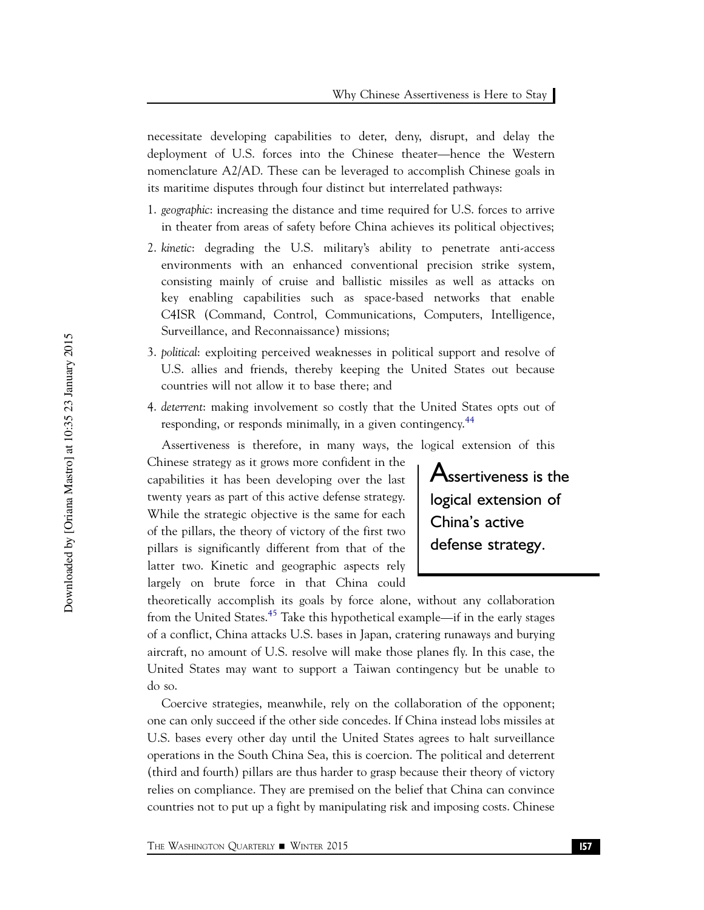necessitate developing capabilities to deter, deny, disrupt, and delay the deployment of U.S. forces into the Chinese theater—hence the Western nomenclature A2/AD. These can be leveraged to accomplish Chinese goals in its maritime disputes through four distinct but interrelated pathways:

1. *geographic*: increasing the distance and time required for U.S. forces to arrive in theater from areas of safety before China achieves its political objectives;
2. *kinetic*: degrading the U.S. military's ability to penetrate anti-access environments with an enhanced conventional precision strike system, consisting mainly of cruise and ballistic missiles as well as attacks on key enabling capabilities such as space-based networks that enable C4ISR (Command, Control, Communications, Computers, Intelligence, Surveillance, and Reconnaissance) missions;
3. *political*: exploiting perceived weaknesses in political support and resolve of U.S. allies and friends, thereby keeping the United States out because countries will not allow it to base there; and
4. *deterrent*: making involvement so costly that the United States opts out of responding, or responds minimally, in a given contingency.[44]

Assertiveness is therefore, in many ways, the logical extension of this Chinese strategy as it grows more confident in the capabilities it has been developing over the last twenty years as part of this active defense strategy. While the strategic objective is the same for each of the pillars, the theory of victory of the first two pillars is significantly different from that of the latter two. Kinetic and geographic aspects rely largely on brute force in that China could theoretically accomplish its goals by force alone, without any collaboration from the United States.[45] Take this hypothetical example—if in the early stages of a conflict, China attacks U.S. bases in Japan, cratering runaways and burying aircraft, no amount of U.S. resolve will make those planes fly. In this case, the United States may want to support a Taiwan contingency but be unable to do so.

> **Assertiveness is the logical extension of China's active defense strategy.**

Coercive strategies, meanwhile, rely on the collaboration of the opponent; one can only succeed if the other side concedes. If China instead lobs missiles at U.S. bases every other day until the United States agrees to halt surveillance operations in the South China Sea, this is coercion. The political and deterrent (third and fourth) pillars are thus harder to grasp because their theory of victory relies on compliance. They are premised on the belief that China can convince countries not to put up a fight by manipulating risk and imposing costs. Chinese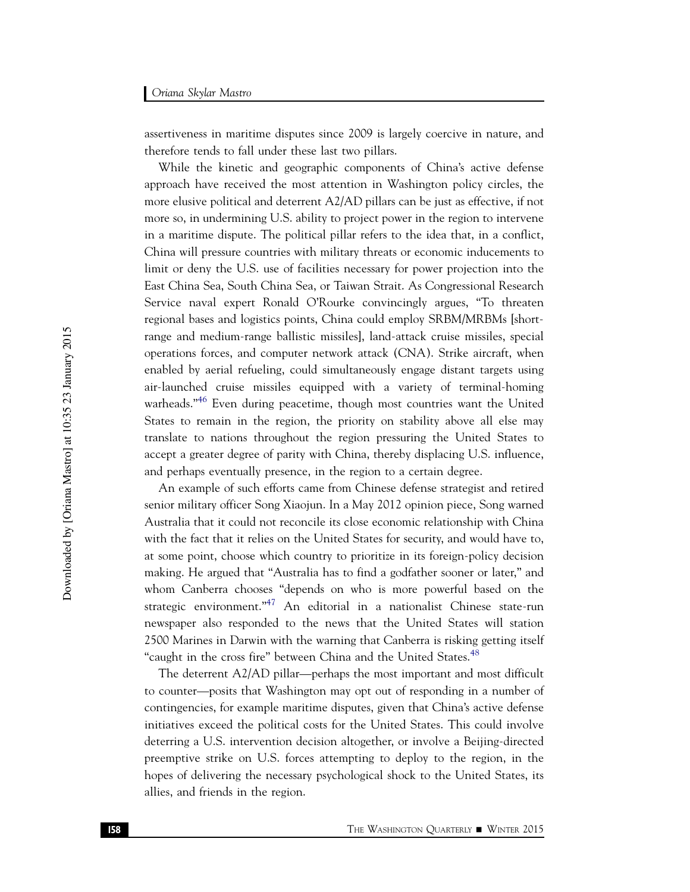assertiveness in maritime disputes since 2009 is largely coercive in nature, and therefore tends to fall under these last two pillars.

While the kinetic and geographic components of China's active defense approach have received the most attention in Washington policy circles, the more elusive political and deterrent A2/AD pillars can be just as effective, if not more so, in undermining U.S. ability to project power in the region to intervene in a maritime dispute. The political pillar refers to the idea that, in a conflict, China will pressure countries with military threats or economic inducements to limit or deny the U.S. use of facilities necessary for power projection into the East China Sea, South China Sea, or Taiwan Strait. As Congressional Research Service naval expert Ronald O'Rourke convincingly argues, "To threaten regional bases and logistics points, China could employ SRBM/MRBMs [short-range and medium-range ballistic missiles], land-attack cruise missiles, special operations forces, and computer network attack (CNA). Strike aircraft, when enabled by aerial refueling, could simultaneously engage distant targets using air-launched cruise missiles equipped with a variety of terminal-homing warheads."[46] Even during peacetime, though most countries want the United States to remain in the region, the priority on stability above all else may translate to nations throughout the region pressuring the United States to accept a greater degree of parity with China, thereby displacing U.S. influence, and perhaps eventually presence, in the region to a certain degree.

An example of such efforts came from Chinese defense strategist and retired senior military officer Song Xiaojun. In a May 2012 opinion piece, Song warned Australia that it could not reconcile its close economic relationship with China with the fact that it relies on the United States for security, and would have to, at some point, choose which country to prioritize in its foreign-policy decision making. He argued that "Australia has to find a godfather sooner or later," and whom Canberra chooses "depends on who is more powerful based on the strategic environment."[47] An editorial in a nationalist Chinese state-run newspaper also responded to the news that the United States will station 2500 Marines in Darwin with the warning that Canberra is risking getting itself "caught in the cross fire" between China and the United States.[48]

The deterrent A2/AD pillar—perhaps the most important and most difficult to counter—posits that Washington may opt out of responding in a number of contingencies, for example maritime disputes, given that China's active defense initiatives exceed the political costs for the United States. This could involve deterring a U.S. intervention decision altogether, or involve a Beijing-directed preemptive strike on U.S. forces attempting to deploy to the region, in the hopes of delivering the necessary psychological shock to the United States, its allies, and friends in the region.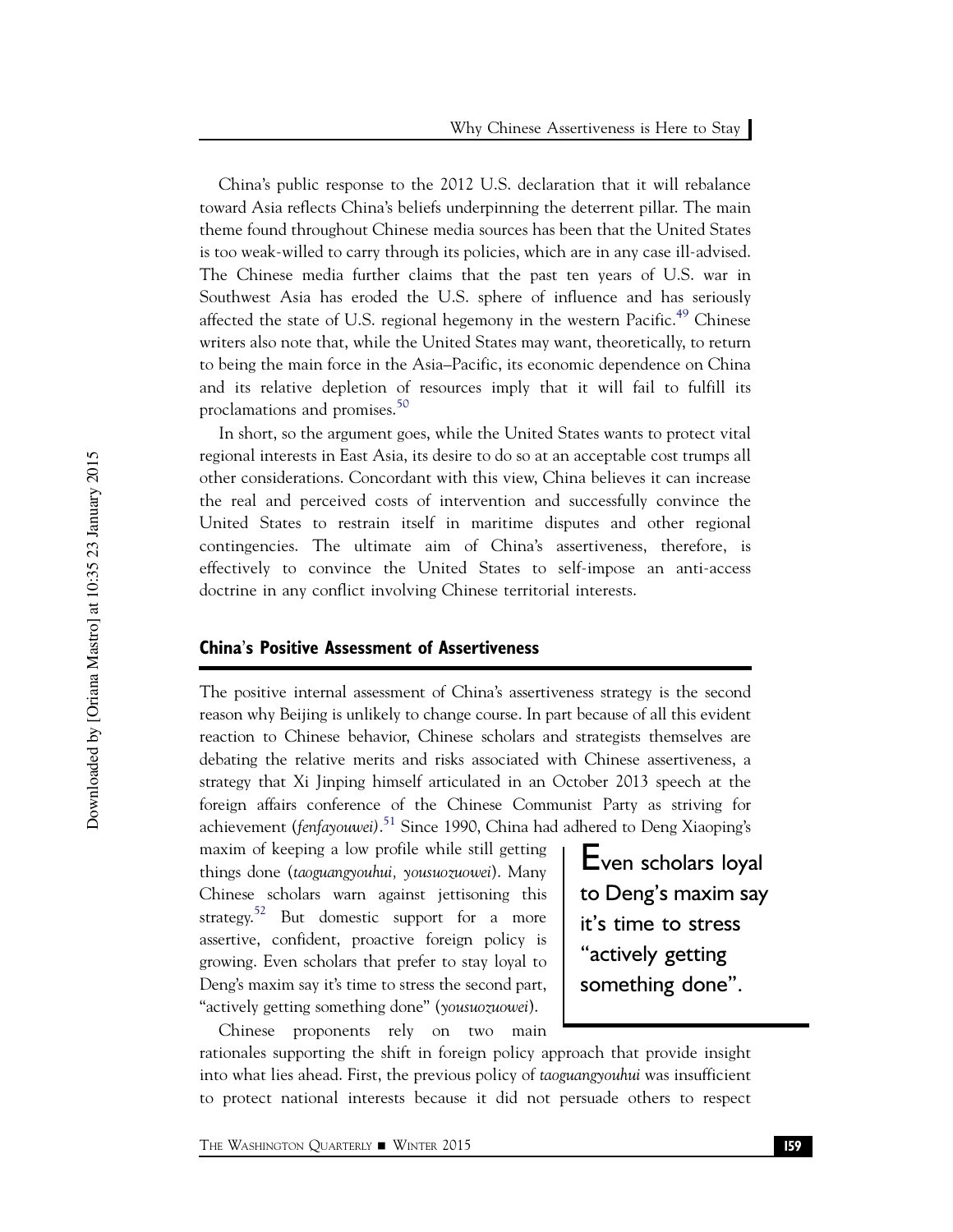China's public response to the 2012 U.S. declaration that it will rebalance toward Asia reflects China's beliefs underpinning the deterrent pillar. The main theme found throughout Chinese media sources has been that the United States is too weak-willed to carry through its policies, which are in any case ill-advised. The Chinese media further claims that the past ten years of U.S. war in Southwest Asia has eroded the U.S. sphere of influence and has seriously affected the state of U.S. regional hegemony in the western Pacific.[49] Chinese writers also note that, while the United States may want, theoretically, to return to being the main force in the Asia–Pacific, its economic dependence on China and its relative depletion of resources imply that it will fail to fulfill its proclamations and promises.[50]

In short, so the argument goes, while the United States wants to protect vital regional interests in East Asia, its desire to do so at an acceptable cost trumps all other considerations. Concordant with this view, China believes it can increase the real and perceived costs of intervention and successfully convince the United States to restrain itself in maritime disputes and other regional contingencies. The ultimate aim of China's assertiveness, therefore, is effectively to convince the United States to self-impose an anti-access doctrine in any conflict involving Chinese territorial interests.

## China's Positive Assessment of Assertiveness

The positive internal assessment of China's assertiveness strategy is the second reason why Beijing is unlikely to change course. In part because of all this evident reaction to Chinese behavior, Chinese scholars and strategists themselves are debating the relative merits and risks associated with Chinese assertiveness, a strategy that Xi Jinping himself articulated in an October 2013 speech at the foreign affairs conference of the Chinese Communist Party as striving for achievement (*fenfayouwei*).[51] Since 1990, China had adhered to Deng Xiaoping's maxim of keeping a low profile while still getting things done (*taoguangyouhui, yousuozuowei*). Many Chinese scholars warn against jettisoning this strategy.[52] But domestic support for a more assertive, confident, proactive foreign policy is growing. Even scholars that prefer to stay loyal to Deng's maxim say it's time to stress the second part, "actively getting something done" (*yousuozuowei*).

> Even scholars loyal to Deng's maxim say it's time to stress "actively getting something done".

Chinese proponents rely on two main rationales supporting the shift in foreign policy approach that provide insight into what lies ahead. First, the previous policy of *taoguangyouhui* was insufficient to protect national interests because it did not persuade others to respect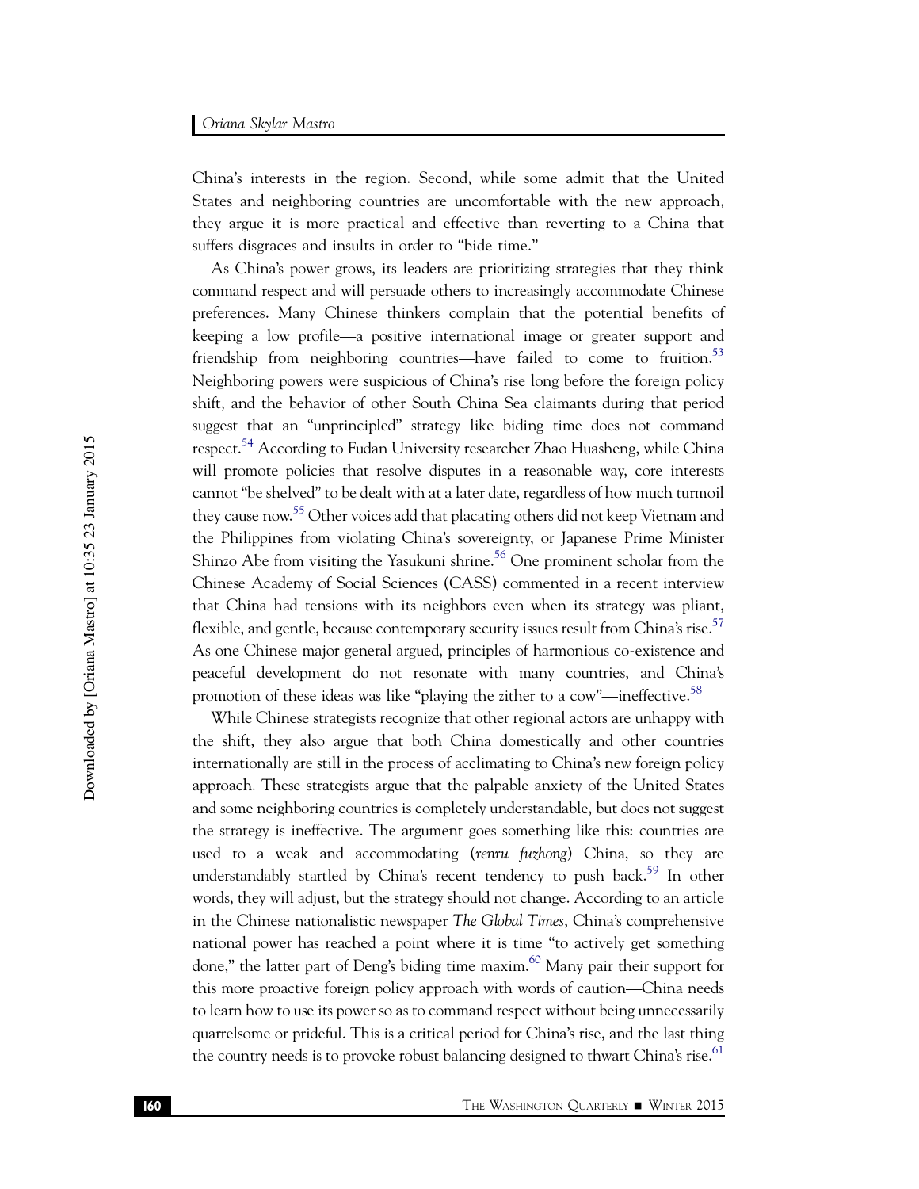China's interests in the region. Second, while some admit that the United States and neighboring countries are uncomfortable with the new approach, they argue it is more practical and effective than reverting to a China that suffers disgraces and insults in order to "bide time."

As China's power grows, its leaders are prioritizing strategies that they think command respect and will persuade others to increasingly accommodate Chinese preferences. Many Chinese thinkers complain that the potential benefits of keeping a low profile—a positive international image or greater support and friendship from neighboring countries—have failed to come to fruition.[53] Neighboring powers were suspicious of China's rise long before the foreign policy shift, and the behavior of other South China Sea claimants during that period suggest that an "unprincipled" strategy like biding time does not command respect.[54] According to Fudan University researcher Zhao Huasheng, while China will promote policies that resolve disputes in a reasonable way, core interests cannot "be shelved" to be dealt with at a later date, regardless of how much turmoil they cause now.[55] Other voices add that placating others did not keep Vietnam and the Philippines from violating China's sovereignty, or Japanese Prime Minister Shinzo Abe from visiting the Yasukuni shrine.[56] One prominent scholar from the Chinese Academy of Social Sciences (CASS) commented in a recent interview that China had tensions with its neighbors even when its strategy was pliant, flexible, and gentle, because contemporary security issues result from China's rise.[57] As one Chinese major general argued, principles of harmonious co-existence and peaceful development do not resonate with many countries, and China's promotion of these ideas was like "playing the zither to a cow"—ineffective.[58]

While Chinese strategists recognize that other regional actors are unhappy with the shift, they also argue that both China domestically and other countries internationally are still in the process of acclimating to China's new foreign policy approach. These strategists argue that the palpable anxiety of the United States and some neighboring countries is completely understandable, but does not suggest the strategy is ineffective. The argument goes something like this: countries are used to a weak and accommodating (*renru fuzhong*) China, so they are understandably startled by China's recent tendency to push back.[59] In other words, they will adjust, but the strategy should not change. According to an article in the Chinese nationalistic newspaper *The Global Times*, China's comprehensive national power has reached a point where it is time "to actively get something done," the latter part of Deng's biding time maxim.[60] Many pair their support for this more proactive foreign policy approach with words of caution—China needs to learn how to use its power so as to command respect without being unnecessarily quarrelsome or prideful. This is a critical period for China's rise, and the last thing the country needs is to provoke robust balancing designed to thwart China's rise.[61]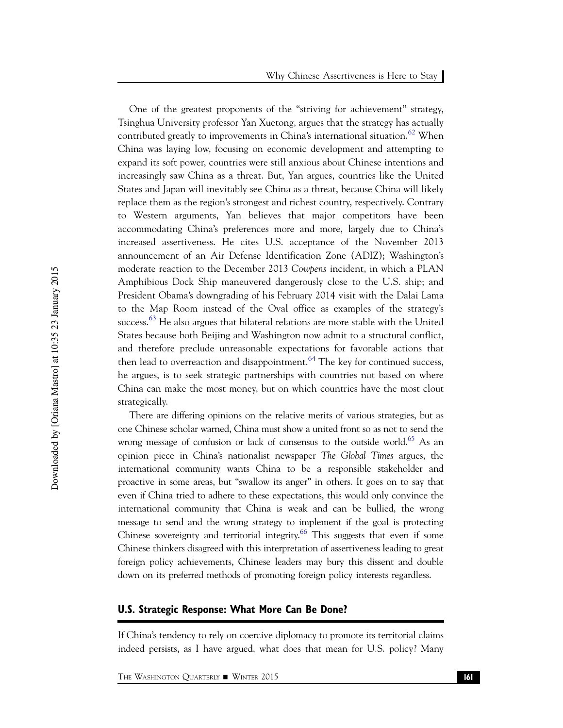One of the greatest proponents of the "striving for achievement" strategy, Tsinghua University professor Yan Xuetong, argues that the strategy has actually contributed greatly to improvements in China's international situation.[62] When China was laying low, focusing on economic development and attempting to expand its soft power, countries were still anxious about Chinese intentions and increasingly saw China as a threat. But, Yan argues, countries like the United States and Japan will inevitably see China as a threat, because China will likely replace them as the region's strongest and richest country, respectively. Contrary to Western arguments, Yan believes that major competitors have been accommodating China's preferences more and more, largely due to China's increased assertiveness. He cites U.S. acceptance of the November 2013 announcement of an Air Defense Identification Zone (ADIZ); Washington's moderate reaction to the December 2013 *Cowpens* incident, in which a PLAN Amphibious Dock Ship maneuvered dangerously close to the U.S. ship; and President Obama's downgrading of his February 2014 visit with the Dalai Lama to the Map Room instead of the Oval office as examples of the strategy's success.[63] He also argues that bilateral relations are more stable with the United States because both Beijing and Washington now admit to a structural conflict, and therefore preclude unreasonable expectations for favorable actions that then lead to overreaction and disappointment.[64] The key for continued success, he argues, is to seek strategic partnerships with countries not based on where China can make the most money, but on which countries have the most clout strategically.

There are differing opinions on the relative merits of various strategies, but as one Chinese scholar warned, China must show a united front so as not to send the wrong message of confusion or lack of consensus to the outside world.[65] As an opinion piece in China's nationalist newspaper *The Global Times* argues, the international community wants China to be a responsible stakeholder and proactive in some areas, but "swallow its anger" in others. It goes on to say that even if China tried to adhere to these expectations, this would only convince the international community that China is weak and can be bullied, the wrong message to send and the wrong strategy to implement if the goal is protecting Chinese sovereignty and territorial integrity.[66] This suggests that even if some Chinese thinkers disagreed with this interpretation of assertiveness leading to great foreign policy achievements, Chinese leaders may bury this dissent and double down on its preferred methods of promoting foreign policy interests regardless.

## U.S. Strategic Response: What More Can Be Done?

If China's tendency to rely on coercive diplomacy to promote its territorial claims indeed persists, as I have argued, what does that mean for U.S. policy? Many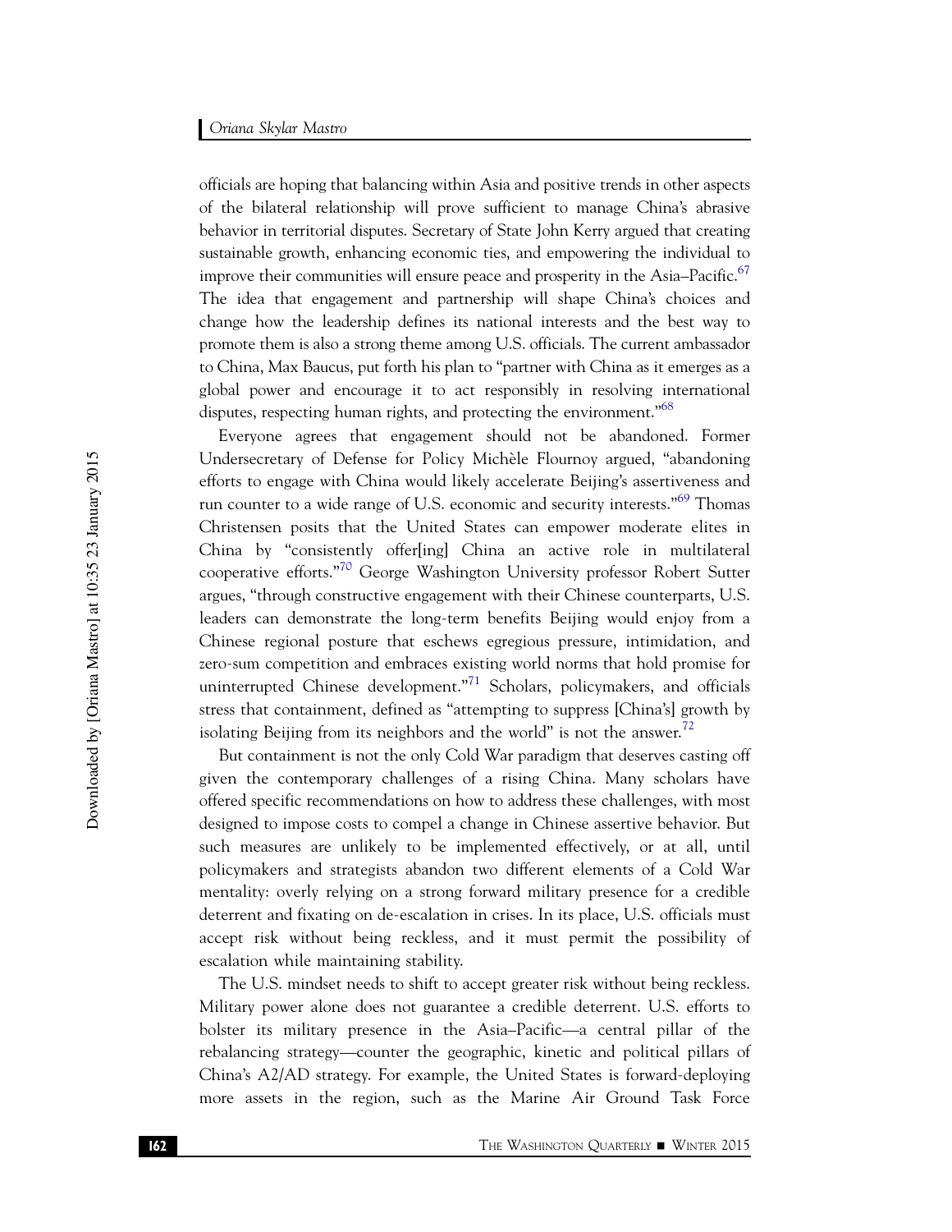officials are hoping that balancing within Asia and positive trends in other aspects of the bilateral relationship will prove sufficient to manage China's abrasive behavior in territorial disputes. Secretary of State John Kerry argued that creating sustainable growth, enhancing economic ties, and empowering the individual to improve their communities will ensure peace and prosperity in the Asia–Pacific.[67] The idea that engagement and partnership will shape China's choices and change how the leadership defines its national interests and the best way to promote them is also a strong theme among U.S. officials. The current ambassador to China, Max Baucus, put forth his plan to "partner with China as it emerges as a global power and encourage it to act responsibly in resolving international disputes, respecting human rights, and protecting the environment."[68]

Everyone agrees that engagement should not be abandoned. Former Undersecretary of Defense for Policy Michèle Flournoy argued, "abandoning efforts to engage with China would likely accelerate Beijing's assertiveness and run counter to a wide range of U.S. economic and security interests."[69] Thomas Christensen posits that the United States can empower moderate elites in China by "consistently offer[ing] China an active role in multilateral cooperative efforts."[70] George Washington University professor Robert Sutter argues, "through constructive engagement with their Chinese counterparts, U.S. leaders can demonstrate the long-term benefits Beijing would enjoy from a Chinese regional posture that eschews egregious pressure, intimidation, and zero-sum competition and embraces existing world norms that hold promise for uninterrupted Chinese development."[71] Scholars, policymakers, and officials stress that containment, defined as "attempting to suppress [China's] growth by isolating Beijing from its neighbors and the world" is not the answer.[72]

But containment is not the only Cold War paradigm that deserves casting off given the contemporary challenges of a rising China. Many scholars have offered specific recommendations on how to address these challenges, with most designed to impose costs to compel a change in Chinese assertive behavior. But such measures are unlikely to be implemented effectively, or at all, until policymakers and strategists abandon two different elements of a Cold War mentality: overly relying on a strong forward military presence for a credible deterrent and fixating on de-escalation in crises. In its place, U.S. officials must accept risk without being reckless, and it must permit the possibility of escalation while maintaining stability.

The U.S. mindset needs to shift to accept greater risk without being reckless. Military power alone does not guarantee a credible deterrent. U.S. efforts to bolster its military presence in the Asia–Pacific—a central pillar of the rebalancing strategy—counter the geographic, kinetic and political pillars of China's A2/AD strategy. For example, the United States is forward-deploying more assets in the region, such as the Marine Air Ground Task Force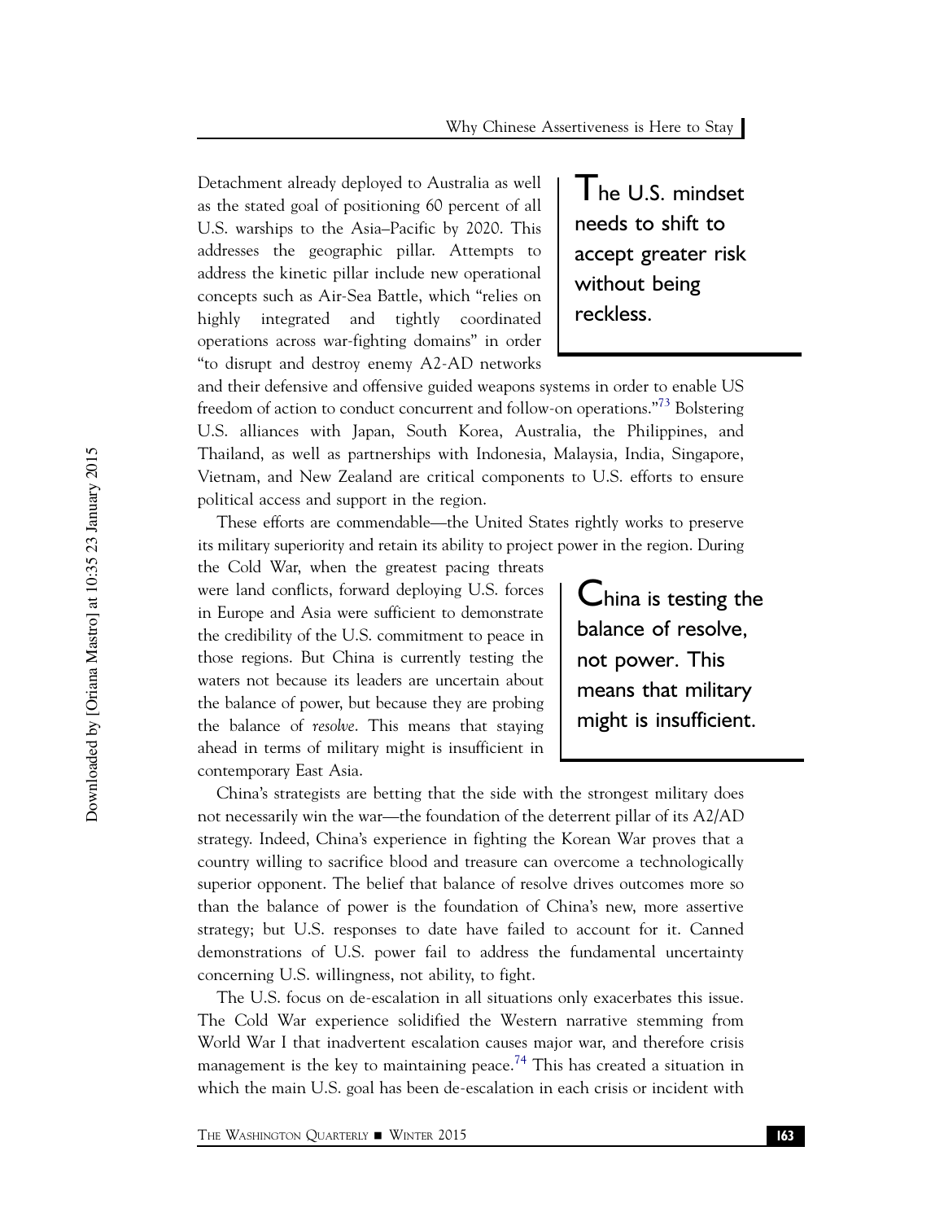Detachment already deployed to Australia as well as the stated goal of positioning 60 percent of all U.S. warships to the Asia–Pacific by 2020. This addresses the geographic pillar. Attempts to address the kinetic pillar include new operational concepts such as Air-Sea Battle, which "relies on highly integrated and tightly coordinated operations across war-fighting domains" in order "to disrupt and destroy enemy A2-AD networks and their defensive and offensive guided weapons systems in order to enable US freedom of action to conduct concurrent and follow-on operations."[73] Bolstering U.S. alliances with Japan, South Korea, Australia, the Philippines, and Thailand, as well as partnerships with Indonesia, Malaysia, India, Singapore, Vietnam, and New Zealand are critical components to U.S. efforts to ensure political access and support in the region.

> The U.S. mindset needs to shift to accept greater risk without being reckless.

These efforts are commendable—the United States rightly works to preserve its military superiority and retain its ability to project power in the region. During the Cold War, when the greatest pacing threats were land conflicts, forward deploying U.S. forces in Europe and Asia were sufficient to demonstrate the credibility of the U.S. commitment to peace in those regions. But China is currently testing the waters not because its leaders are uncertain about the balance of power, but because they are probing the balance of *resolve*. This means that staying ahead in terms of military might is insufficient in contemporary East Asia.

> China is testing the balance of resolve, not power. This means that military might is insufficient.

China's strategists are betting that the side with the strongest military does not necessarily win the war—the foundation of the deterrent pillar of its A2/AD strategy. Indeed, China's experience in fighting the Korean War proves that a country willing to sacrifice blood and treasure can overcome a technologically superior opponent. The belief that balance of resolve drives outcomes more so than the balance of power is the foundation of China's new, more assertive strategy; but U.S. responses to date have failed to account for it. Canned demonstrations of U.S. power fail to address the fundamental uncertainty concerning U.S. willingness, not ability, to fight.

The U.S. focus on de-escalation in all situations only exacerbates this issue. The Cold War experience solidified the Western narrative stemming from World War I that inadvertent escalation causes major war, and therefore crisis management is the key to maintaining peace.[74] This has created a situation in which the main U.S. goal has been de-escalation in each crisis or incident with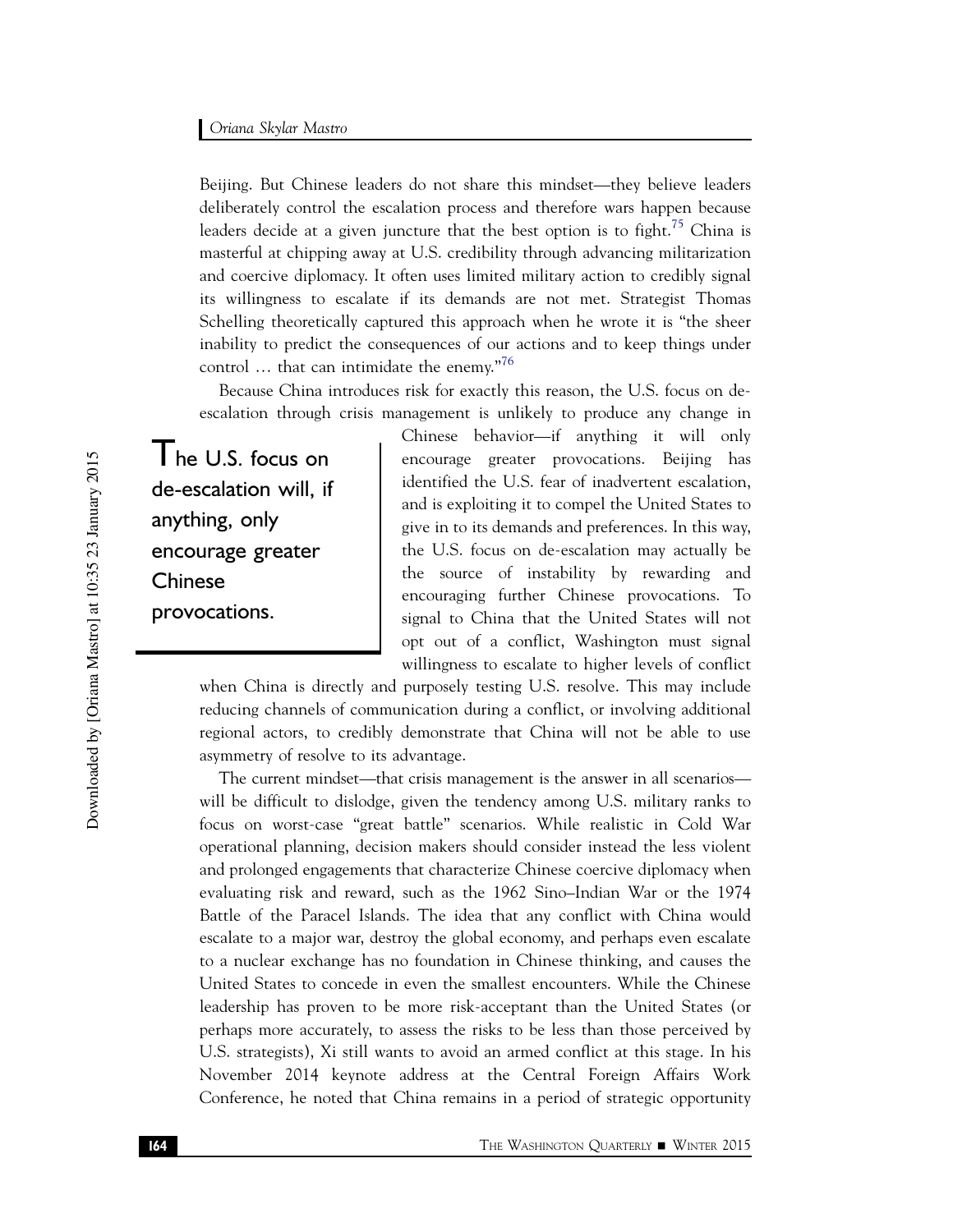Beijing. But Chinese leaders do not share this mindset—they believe leaders deliberately control the escalation process and therefore wars happen because leaders decide at a given juncture that the best option is to fight.[75] China is masterful at chipping away at U.S. credibility through advancing militarization and coercive diplomacy. It often uses limited military action to credibly signal its willingness to escalate if its demands are not met. Strategist Thomas Schelling theoretically captured this approach when he wrote it is "the sheer inability to predict the consequences of our actions and to keep things under control … that can intimidate the enemy."[76]

Because China introduces risk for exactly this reason, the U.S. focus on de-escalation through crisis management is unlikely to produce any change in Chinese behavior—if anything it will only encourage greater provocations. Beijing has identified the U.S. fear of inadvertent escalation, and is exploiting it to compel the United States to give in to its demands and preferences. In this way, the U.S. focus on de-escalation may actually be the source of instability by rewarding and encouraging further Chinese provocations. To signal to China that the United States will not opt out of a conflict, Washington must signal willingness to escalate to higher levels of conflict when China is directly and purposely testing U.S. resolve. This may include reducing channels of communication during a conflict, or involving additional regional actors, to credibly demonstrate that China will not be able to use asymmetry of resolve to its advantage.

> The U.S. focus on de-escalation will, if anything, only encourage greater Chinese provocations.

The current mindset—that crisis management is the answer in all scenarios—will be difficult to dislodge, given the tendency among U.S. military ranks to focus on worst-case "great battle" scenarios. While realistic in Cold War operational planning, decision makers should consider instead the less violent and prolonged engagements that characterize Chinese coercive diplomacy when evaluating risk and reward, such as the 1962 Sino–Indian War or the 1974 Battle of the Paracel Islands. The idea that any conflict with China would escalate to a major war, destroy the global economy, and perhaps even escalate to a nuclear exchange has no foundation in Chinese thinking, and causes the United States to concede in even the smallest encounters. While the Chinese leadership has proven to be more risk-acceptant than the United States (or perhaps more accurately, to assess the risks to be less than those perceived by U.S. strategists), Xi still wants to avoid an armed conflict at this stage. In his November 2014 keynote address at the Central Foreign Affairs Work Conference, he noted that China remains in a period of strategic opportunity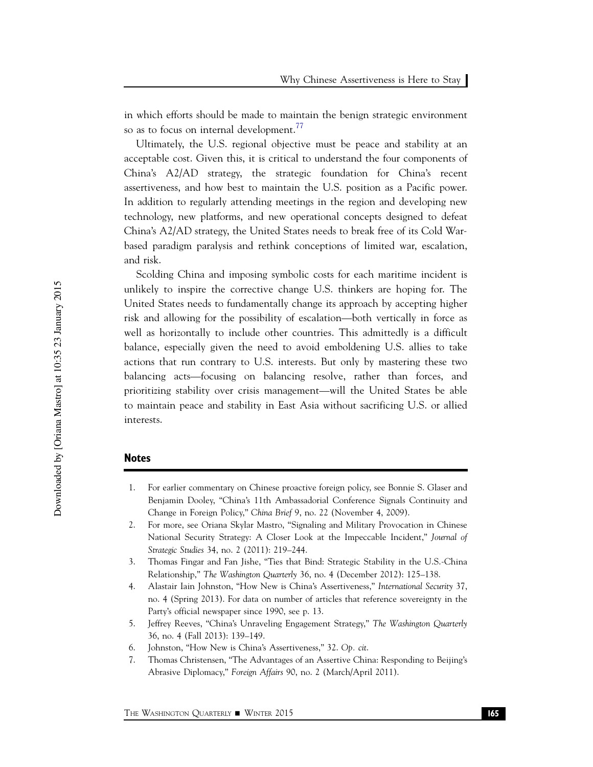in which efforts should be made to maintain the benign strategic environment so as to focus on internal development.[77]

Ultimately, the U.S. regional objective must be peace and stability at an acceptable cost. Given this, it is critical to understand the four components of China's A2/AD strategy, the strategic foundation for China's recent assertiveness, and how best to maintain the U.S. position as a Pacific power. In addition to regularly attending meetings in the region and developing new technology, new platforms, and new operational concepts designed to defeat China's A2/AD strategy, the United States needs to break free of its Cold War-based paradigm paralysis and rethink conceptions of limited war, escalation, and risk.

Scolding China and imposing symbolic costs for each maritime incident is unlikely to inspire the corrective change U.S. thinkers are hoping for. The United States needs to fundamentally change its approach by accepting higher risk and allowing for the possibility of escalation—both vertically in force as well as horizontally to include other countries. This admittedly is a difficult balance, especially given the need to avoid emboldening U.S. allies to take actions that run contrary to U.S. interests. But only by mastering these two balancing acts—focusing on balancing resolve, rather than forces, and prioritizing stability over crisis management—will the United States be able to maintain peace and stability in East Asia without sacrificing U.S. or allied interests.

## Notes

1. For earlier commentary on Chinese proactive foreign policy, see Bonnie S. Glaser and Benjamin Dooley, "China's 11th Ambassadorial Conference Signals Continuity and Change in Foreign Policy," *China Brief* 9, no. 22 (November 4, 2009).
2. For more, see Oriana Skylar Mastro, "Signaling and Military Provocation in Chinese National Security Strategy: A Closer Look at the Impeccable Incident," *Journal of Strategic Studies* 34, no. 2 (2011): 219–244.
3. Thomas Fingar and Fan Jishe, "Ties that Bind: Strategic Stability in the U.S.-China Relationship," *The Washington Quarterly* 36, no. 4 (December 2012): 125–138.
4. Alastair Iain Johnston, "How New is China's Assertiveness," *International Security* 37, no. 4 (Spring 2013). For data on number of articles that reference sovereignty in the Party's official newspaper since 1990, see p. 13.
5. Jeffrey Reeves, "China's Unraveling Engagement Strategy," *The Washington Quarterly* 36, no. 4 (Fall 2013): 139–149.
6. Johnston, "How New is China's Assertiveness," 32. *Op. cit.*
7. Thomas Christensen, "The Advantages of an Assertive China: Responding to Beijing's Abrasive Diplomacy," *Foreign Affairs* 90, no. 2 (March/April 2011).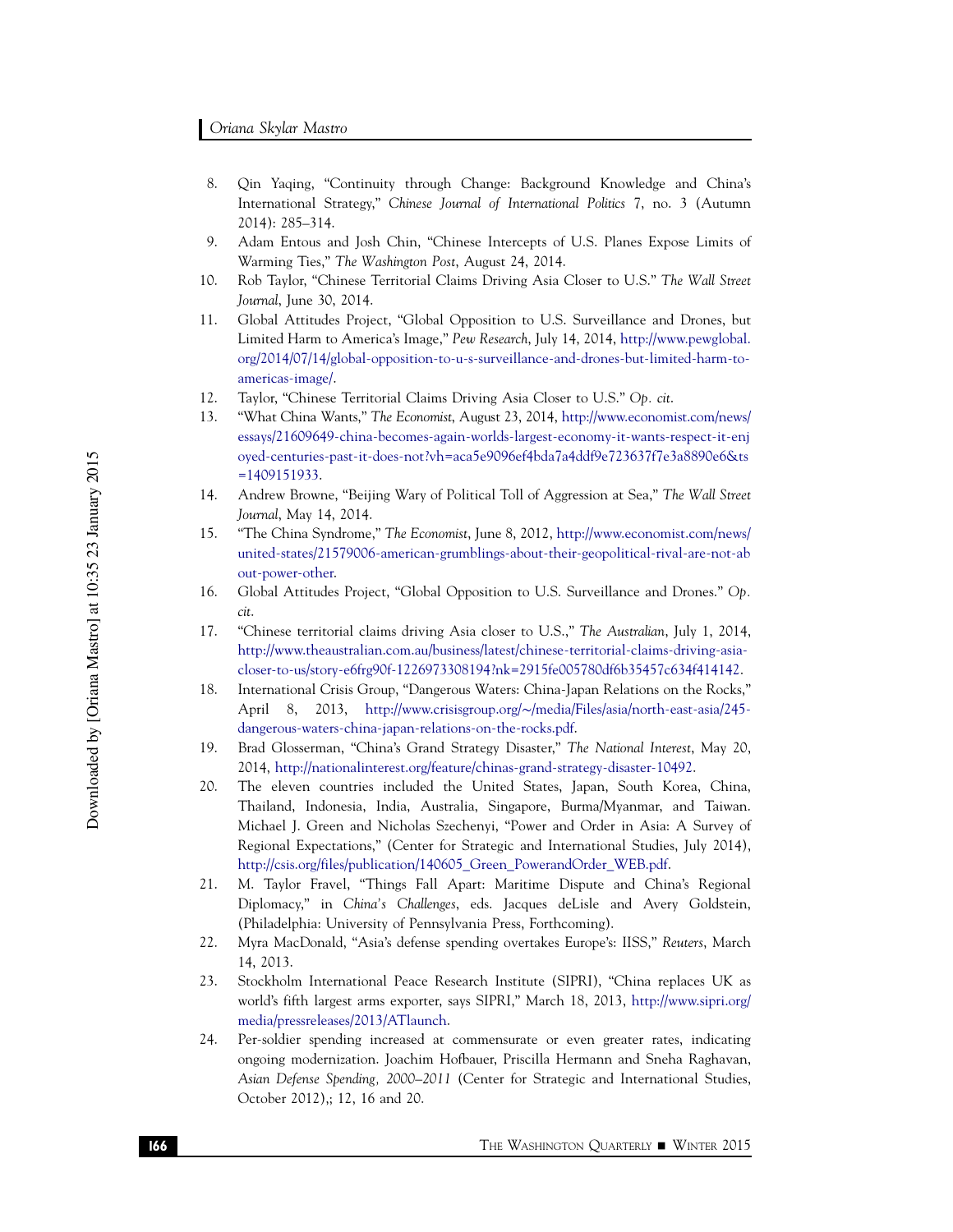8. Qin Yaqing, "Continuity through Change: Background Knowledge and China's International Strategy," *Chinese Journal of International Politics* 7, no. 3 (Autumn 2014): 285–314.
9. Adam Entous and Josh Chin, "Chinese Intercepts of U.S. Planes Expose Limits of Warming Ties," *The Washington Post*, August 24, 2014.
10. Rob Taylor, "Chinese Territorial Claims Driving Asia Closer to U.S." *The Wall Street Journal*, June 30, 2014.
11. Global Attitudes Project, "Global Opposition to U.S. Surveillance and Drones, but Limited Harm to America's Image," *Pew Research*, July 14, 2014, http://www.pewglobal.org/2014/07/14/global-opposition-to-u-s-surveillance-and-drones-but-limited-harm-to-americas-image/.
12. Taylor, "Chinese Territorial Claims Driving Asia Closer to U.S." *Op. cit*.
13. "What China Wants," *The Economist*, August 23, 2014, http://www.economist.com/news/essays/21609649-china-becomes-again-worlds-largest-economy-it-wants-respect-it-enjoyed-centuries-past-it-does-not?vh=aca5e9096ef4bda7a4ddf9e723637f7e3a8890e6&ts=1409151933.
14. Andrew Browne, "Beijing Wary of Political Toll of Aggression at Sea," *The Wall Street Journal*, May 14, 2014.
15. "The China Syndrome," *The Economist*, June 8, 2012, http://www.economist.com/news/united-states/21579006-american-grumblings-about-their-geopolitical-rival-are-not-about-power-other.
16. Global Attitudes Project, "Global Opposition to U.S. Surveillance and Drones." *Op. cit*.
17. "Chinese territorial claims driving Asia closer to U.S.," *The Australian*, July 1, 2014, http://www.theaustralian.com.au/business/latest/chinese-territorial-claims-driving-asia-closer-to-us/story-e6frg90f-1226973308194?nk=2915fe005780df6b35457c634f414142.
18. International Crisis Group, "Dangerous Waters: China-Japan Relations on the Rocks," April 8, 2013, http://www.crisisgroup.org/~/media/Files/asia/north-east-asia/245-dangerous-waters-china-japan-relations-on-the-rocks.pdf.
19. Brad Glosserman, "China's Grand Strategy Disaster," *The National Interest*, May 20, 2014, http://nationalinterest.org/feature/chinas-grand-strategy-disaster-10492.
20. The eleven countries included the United States, Japan, South Korea, China, Thailand, Indonesia, India, Australia, Singapore, Burma/Myanmar, and Taiwan. Michael J. Green and Nicholas Szechenyi, "Power and Order in Asia: A Survey of Regional Expectations," (Center for Strategic and International Studies, July 2014), http://csis.org/files/publication/140605_Green_PowerandOrder_WEB.pdf.
21. M. Taylor Fravel, "Things Fall Apart: Maritime Dispute and China's Regional Diplomacy," in *China's Challenges*, eds. Jacques deLisle and Avery Goldstein, (Philadelphia: University of Pennsylvania Press, Forthcoming).
22. Myra MacDonald, "Asia's defense spending overtakes Europe's: IISS," *Reuters*, March 14, 2013.
23. Stockholm International Peace Research Institute (SIPRI), "China replaces UK as world's fifth largest arms exporter, says SIPRI," March 18, 2013, http://www.sipri.org/media/pressreleases/2013/ATlaunch.
24. Per-soldier spending increased at commensurate or even greater rates, indicating ongoing modernization. Joachim Hofbauer, Priscilla Hermann and Sneha Raghavan, *Asian Defense Spending, 2000–2011* (Center for Strategic and International Studies, October 2012),; 12, 16 and 20.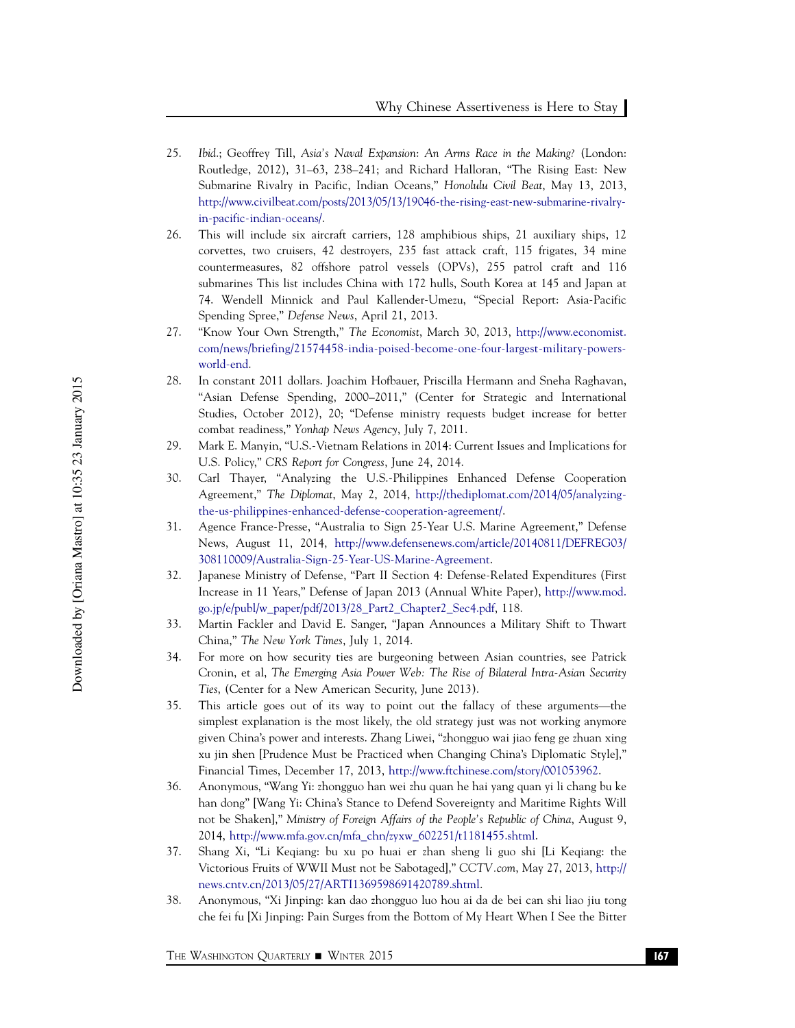25. *Ibid*.; Geoffrey Till, *Asia's Naval Expansion: An Arms Race in the Making?* (London: Routledge, 2012), 31–63, 238–241; and Richard Halloran, "The Rising East: New Submarine Rivalry in Pacific, Indian Oceans," *Honolulu Civil Beat*, May 13, 2013, http://www.civilbeat.com/posts/2013/05/13/19046-the-rising-east-new-submarine-rivalry-in-pacific-indian-oceans/.
26. This will include six aircraft carriers, 128 amphibious ships, 21 auxiliary ships, 12 corvettes, two cruisers, 42 destroyers, 235 fast attack craft, 115 frigates, 34 mine countermeasures, 82 offshore patrol vessels (OPVs), 255 patrol craft and 116 submarines This list includes China with 172 hulls, South Korea at 145 and Japan at 74. Wendell Minnick and Paul Kallender-Umezu, "Special Report: Asia-Pacific Spending Spree," *Defense News*, April 21, 2013.
27. "Know Your Own Strength," *The Economist*, March 30, 2013, http://www.economist.com/news/briefing/21574458-india-poised-become-one-four-largest-military-powers-world-end.
28. In constant 2011 dollars. Joachim Hofbauer, Priscilla Hermann and Sneha Raghavan, "Asian Defense Spending, 2000–2011," (Center for Strategic and International Studies, October 2012), 20; "Defense ministry requests budget increase for better combat readiness," *Yonhap News Agency*, July 7, 2011.
29. Mark E. Manyin, "U.S.-Vietnam Relations in 2014: Current Issues and Implications for U.S. Policy," *CRS Report for Congress*, June 24, 2014.
30. Carl Thayer, "Analyzing the U.S.-Philippines Enhanced Defense Cooperation Agreement," *The Diplomat*, May 2, 2014, http://thediplomat.com/2014/05/analyzing-the-us-philippines-enhanced-defense-cooperation-agreement/.
31. Agence France-Presse, "Australia to Sign 25-Year U.S. Marine Agreement," Defense News, August 11, 2014, http://www.defensenews.com/article/20140811/DEFREG03/308110009/Australia-Sign-25-Year-US-Marine-Agreement.
32. Japanese Ministry of Defense, "Part II Section 4: Defense-Related Expenditures (First Increase in 11 Years," Defense of Japan 2013 (Annual White Paper), http://www.mod.go.jp/e/publ/w_paper/pdf/2013/28_Part2_Chapter2_Sec4.pdf, 118.
33. Martin Fackler and David E. Sanger, "Japan Announces a Military Shift to Thwart China," *The New York Times*, July 1, 2014.
34. For more on how security ties are burgeoning between Asian countries, see Patrick Cronin, et al, *The Emerging Asia Power Web: The Rise of Bilateral Intra-Asian Security Ties*, (Center for a New American Security, June 2013).
35. This article goes out of its way to point out the fallacy of these arguments—the simplest explanation is the most likely, the old strategy just was not working anymore given China's power and interests. Zhang Liwei, "zhongguo wai jiao feng ge zhuan xing xu jin shen [Prudence Must be Practiced when Changing China's Diplomatic Style]," Financial Times, December 17, 2013, http://www.ftchinese.com/story/001053962.
36. Anonymous, "Wang Yi: zhongguo han wei zhu quan he hai yang quan yi li chang bu ke han dong" [Wang Yi: China's Stance to Defend Sovereignty and Maritime Rights Will not be Shaken]," *Ministry of Foreign Affairs of the People's Republic of China*, August 9, 2014, http://www.mfa.gov.cn/mfa_chn/zyxw_602251/t1181455.shtml.
37. Shang Xi, "Li Keqiang: bu xu po huai er zhan sheng li guo shi [Li Keqiang: the Victorious Fruits of WWII Must not be Sabotaged]," *CCTV.com*, May 27, 2013, http://news.cntv.cn/2013/05/27/ARTI1369598691420789.shtml.
38. Anonymous, "Xi Jinping: kan dao zhongguo luo hou ai da de bei can shi liao jiu tong che fei fu [Xi Jinping: Pain Surges from the Bottom of My Heart When I See the Bitter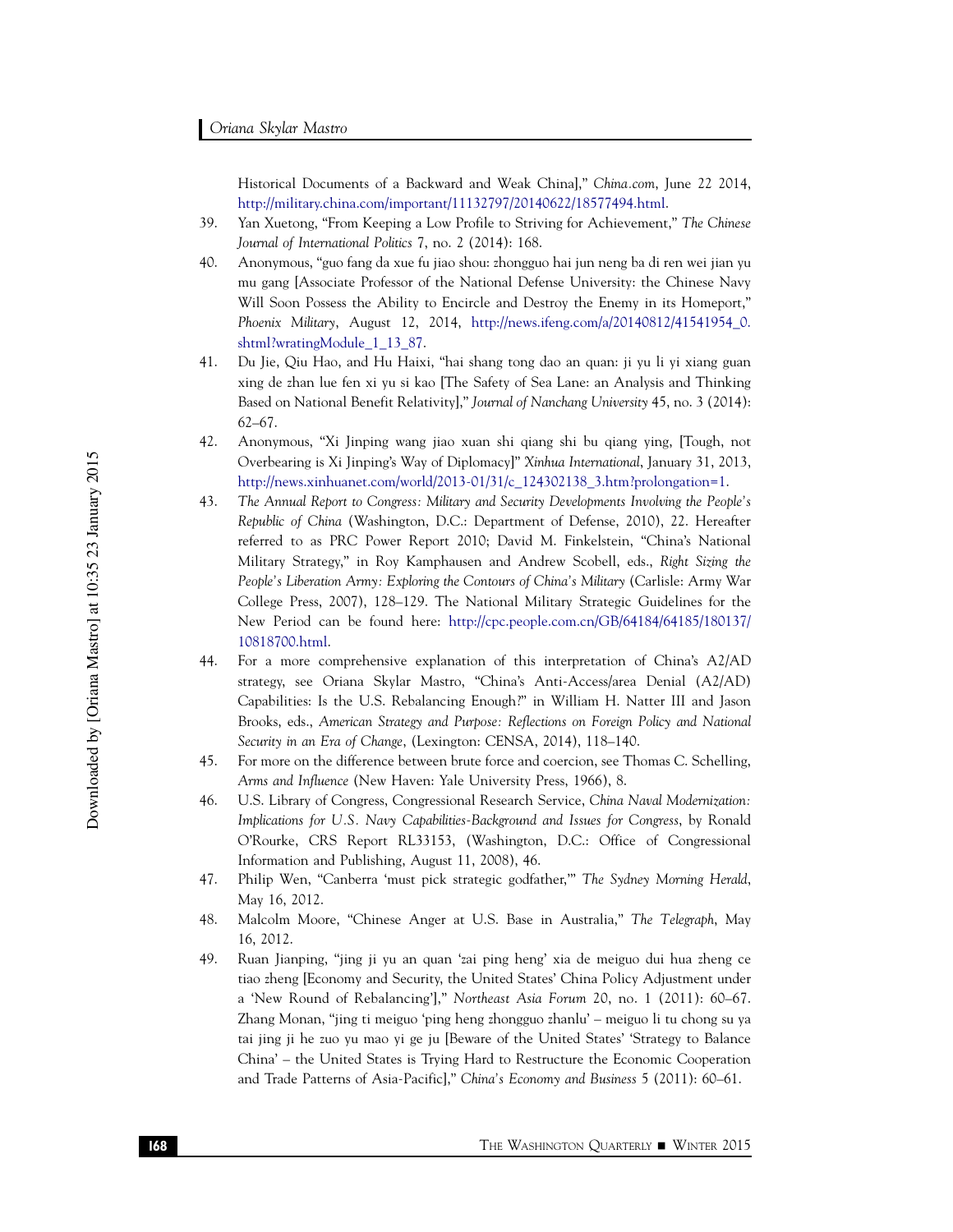Historical Documents of a Backward and Weak China]," *China.com*, June 22 2014, http://military.china.com/important/11132797/20140622/18577494.html.

39. Yan Xuetong, "From Keeping a Low Profile to Striving for Achievement," *The Chinese Journal of International Politics* 7, no. 2 (2014): 168.
40. Anonymous, "guo fang da xue fu jiao shou: zhongguo hai jun neng ba di ren wei jian yu mu gang [Associate Professor of the National Defense University: the Chinese Navy Will Soon Possess the Ability to Encircle and Destroy the Enemy in its Homeport," *Phoenix Military*, August 12, 2014, http://news.ifeng.com/a/20140812/41541954_0.shtml?wratingModule_1_13_87.
41. Du Jie, Qiu Hao, and Hu Haixi, "hai shang tong dao an quan: ji yu li yi xiang guan xing de zhan lue fen xi yu si kao [The Safety of Sea Lane: an Analysis and Thinking Based on National Benefit Relativity]," *Journal of Nanchang University* 45, no. 3 (2014): 62–67.
42. Anonymous, "Xi Jinping wang jiao xuan shi qiang shi bu qiang ying, [Tough, not Overbearing is Xi Jinping's Way of Diplomacy]" *Xinhua International*, January 31, 2013, http://news.xinhuanet.com/world/2013-01/31/c_124302138_3.htm?prolongation=1.
43. *The Annual Report to Congress: Military and Security Developments Involving the People's Republic of China* (Washington, D.C.: Department of Defense, 2010), 22. Hereafter referred to as PRC Power Report 2010; David M. Finkelstein, "China's National Military Strategy," in Roy Kamphausen and Andrew Scobell, eds., *Right Sizing the People's Liberation Army: Exploring the Contours of China's Military* (Carlisle: Army War College Press, 2007), 128–129. The National Military Strategic Guidelines for the New Period can be found here: http://cpc.people.com.cn/GB/64184/64185/180137/10818700.html.
44. For a more comprehensive explanation of this interpretation of China's A2/AD strategy, see Oriana Skylar Mastro, "China's Anti-Access/area Denial (A2/AD) Capabilities: Is the U.S. Rebalancing Enough?" in William H. Natter III and Jason Brooks, eds., *American Strategy and Purpose: Reflections on Foreign Policy and National Security in an Era of Change*, (Lexington: CENSA, 2014), 118–140.
45. For more on the difference between brute force and coercion, see Thomas C. Schelling, *Arms and Influence* (New Haven: Yale University Press, 1966), 8.
46. U.S. Library of Congress, Congressional Research Service, *China Naval Modernization: Implications for U.S. Navy Capabilities-Background and Issues for Congress*, by Ronald O'Rourke, CRS Report RL33153, (Washington, D.C.: Office of Congressional Information and Publishing, August 11, 2008), 46.
47. Philip Wen, "Canberra 'must pick strategic godfather,'" *The Sydney Morning Herald*, May 16, 2012.
48. Malcolm Moore, "Chinese Anger at U.S. Base in Australia," *The Telegraph*, May 16, 2012.
49. Ruan Jianping, "jing ji yu an quan 'zai ping heng' xia de meiguo dui hua zheng ce tiao zheng [Economy and Security, the United States' China Policy Adjustment under a 'New Round of Rebalancing']," *Northeast Asia Forum* 20, no. 1 (2011): 60–67. Zhang Monan, "jing ti meiguo 'ping heng zhongguo zhanlu' – meiguo li tu chong su ya tai jing ji he zuo yu mao yi ge ju [Beware of the United States' 'Strategy to Balance China' – the United States is Trying Hard to Restructure the Economic Cooperation and Trade Patterns of Asia-Pacific]," *China's Economy and Business* 5 (2011): 60–61.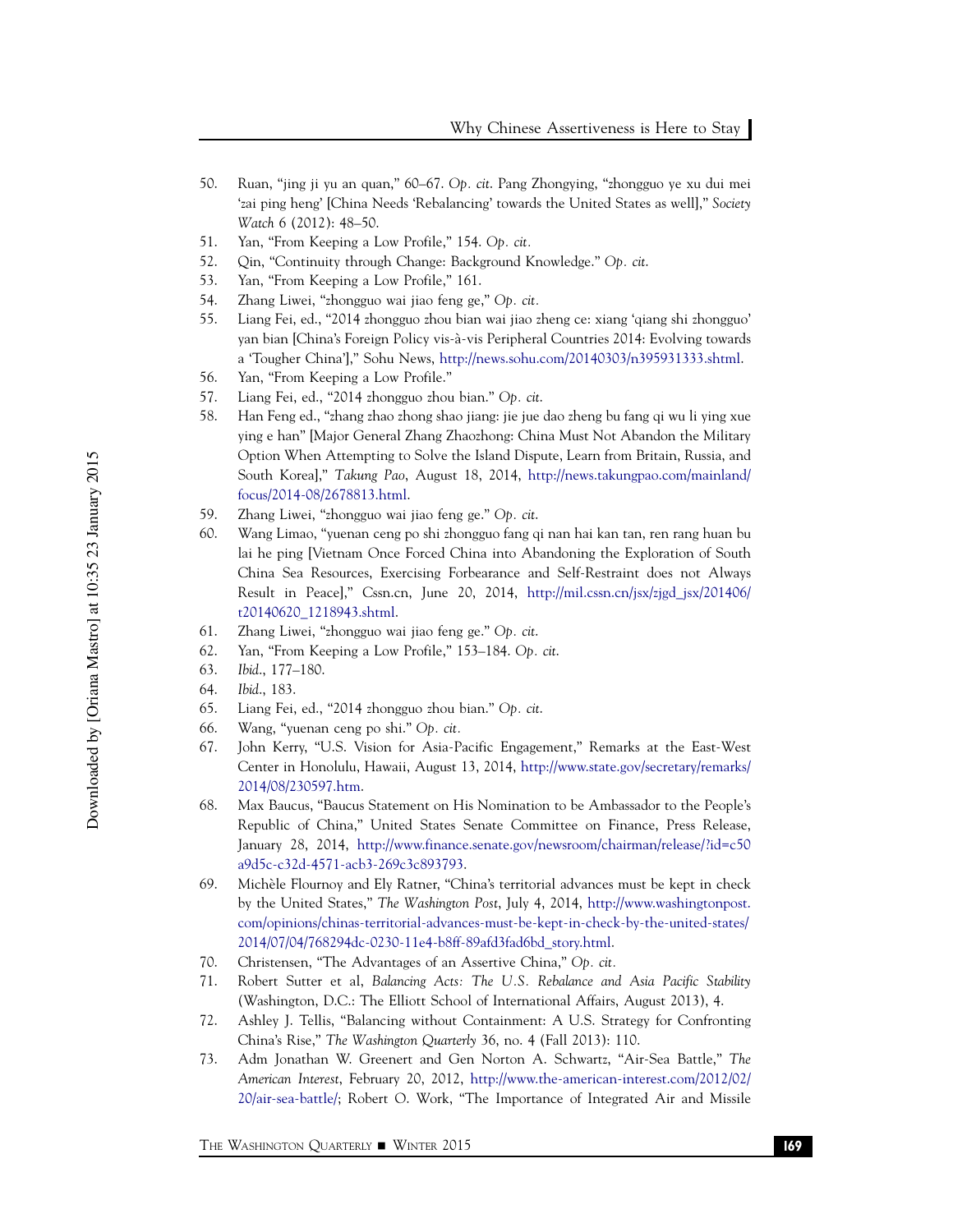50. Ruan, "jing ji yu an quan," 60–67. *Op. cit.* Pang Zhongying, "zhongguo ye xu dui mei 'zai ping heng' [China Needs 'Rebalancing' towards the United States as well]," *Society Watch* 6 (2012): 48–50.
51. Yan, "From Keeping a Low Profile," 154. *Op. cit.*
52. Qin, "Continuity through Change: Background Knowledge." *Op. cit.*
53. Yan, "From Keeping a Low Profile," 161.
54. Zhang Liwei, "zhongguo wai jiao feng ge," *Op. cit.*
55. Liang Fei, ed., "2014 zhongguo zhou bian wai jiao zheng ce: xiang 'qiang shi zhongguo' yan bian [China's Foreign Policy vis-à-vis Peripheral Countries 2014: Evolving towards a 'Tougher China']," Sohu News, http://news.sohu.com/20140303/n395931333.shtml.
56. Yan, "From Keeping a Low Profile."
57. Liang Fei, ed., "2014 zhongguo zhou bian." *Op. cit.*
58. Han Feng ed., "zhang zhao zhong shao jiang: jie jue dao zheng bu fang qi wu li ying xue ying e han" [Major General Zhang Zhaozhong: China Must Not Abandon the Military Option When Attempting to Solve the Island Dispute, Learn from Britain, Russia, and South Korea]," *Takung Pao*, August 18, 2014, http://news.takungpao.com/mainland/focus/2014-08/2678813.html.
59. Zhang Liwei, "zhongguo wai jiao feng ge." *Op. cit.*
60. Wang Limao, "yuenan ceng po shi zhongguo fang qi nan hai kan tan, ren rang huan bu lai he ping [Vietnam Once Forced China into Abandoning the Exploration of South China Sea Resources, Exercising Forbearance and Self-Restraint does not Always Result in Peace]," Cssn.cn, June 20, 2014, http://mil.cssn.cn/jsx/zjgd_jsx/201406/t20140620_1218943.shtml.
61. Zhang Liwei, "zhongguo wai jiao feng ge." *Op. cit.*
62. Yan, "From Keeping a Low Profile," 153–184. *Op. cit.*
63. *Ibid.*, 177–180.
64. *Ibid.*, 183.
65. Liang Fei, ed., "2014 zhongguo zhou bian." *Op. cit.*
66. Wang, "yuenan ceng po shi." *Op. cit.*
67. John Kerry, "U.S. Vision for Asia-Pacific Engagement," Remarks at the East-West Center in Honolulu, Hawaii, August 13, 2014, http://www.state.gov/secretary/remarks/2014/08/230597.htm.
68. Max Baucus, "Baucus Statement on His Nomination to be Ambassador to the People's Republic of China," United States Senate Committee on Finance, Press Release, January 28, 2014, http://www.finance.senate.gov/newsroom/chairman/release/?id=c50a9d5c-c32d-4571-acb3-269c3c893793.
69. Michèle Flournoy and Ely Ratner, "China's territorial advances must be kept in check by the United States," *The Washington Post*, July 4, 2014, http://www.washingtonpost.com/opinions/chinas-territorial-advances-must-be-kept-in-check-by-the-united-states/2014/07/04/768294dc-0230-11e4-b8ff-89afd3fad6bd_story.html.
70. Christensen, "The Advantages of an Assertive China," *Op. cit.*
71. Robert Sutter et al, *Balancing Acts: The U.S. Rebalance and Asia Pacific Stability* (Washington, D.C.: The Elliott School of International Affairs, August 2013), 4.
72. Ashley J. Tellis, "Balancing without Containment: A U.S. Strategy for Confronting China's Rise," *The Washington Quarterly* 36, no. 4 (Fall 2013): 110.
73. Adm Jonathan W. Greenert and Gen Norton A. Schwartz, "Air-Sea Battle," *The American Interest*, February 20, 2012, http://www.the-american-interest.com/2012/02/20/air-sea-battle/; Robert O. Work, "The Importance of Integrated Air and Missile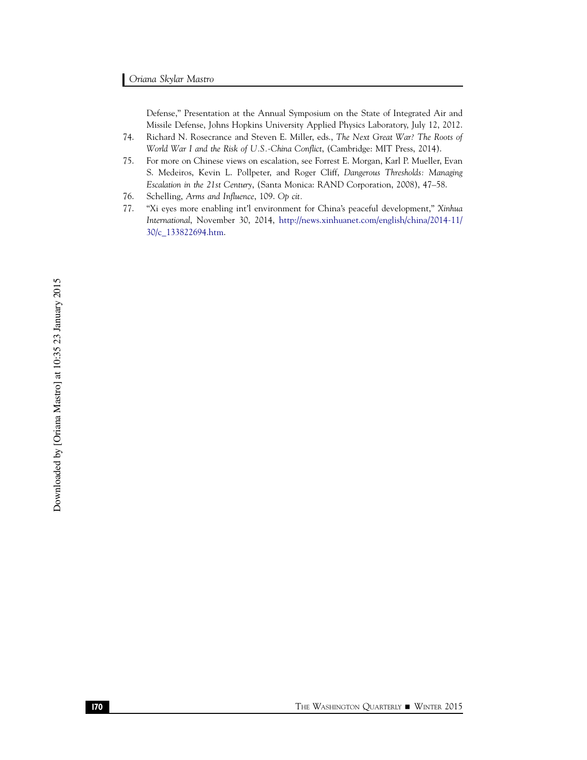Defense," Presentation at the Annual Symposium on the State of Integrated Air and Missile Defense, Johns Hopkins University Applied Physics Laboratory, July 12, 2012.

74. Richard N. Rosecrance and Steven E. Miller, eds., *The Next Great War? The Roots of World War I and the Risk of U.S.-China Conflict*, (Cambridge: MIT Press, 2014).
75. For more on Chinese views on escalation, see Forrest E. Morgan, Karl P. Mueller, Evan S. Medeiros, Kevin L. Pollpeter, and Roger Cliff, *Dangerous Thresholds: Managing Escalation in the 21st Century*, (Santa Monica: RAND Corporation, 2008), 47–58.
76. Schelling, *Arms and Influence*, 109. *Op cit.*
77. "Xi eyes more enabling int'l environment for China's peaceful development," *Xinhua International*, November 30, 2014, http://news.xinhuanet.com/english/china/2014-11/30/c_133822694.htm.